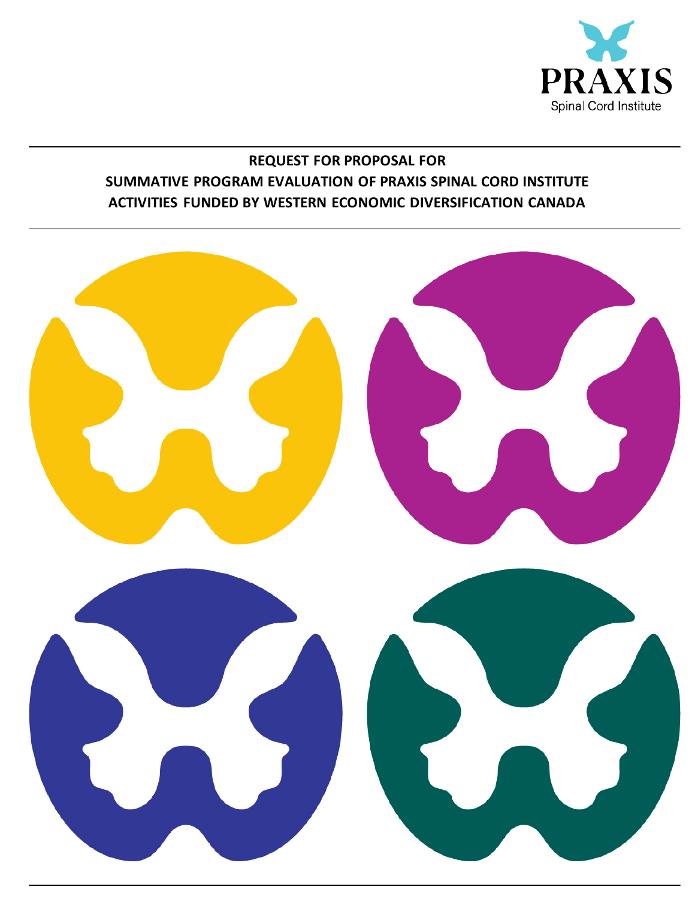PRAXIS

Spinal Cord Institute

# REQUEST FOR PROPOSAL FOR SUMMATIVE PROGRAM EVALUATION OF PRAXIS SPINAL CORD INSTITUTE ACTIVITIES FUNDED BY WESTERN ECONOMIC DIVERSIFICATION CANADA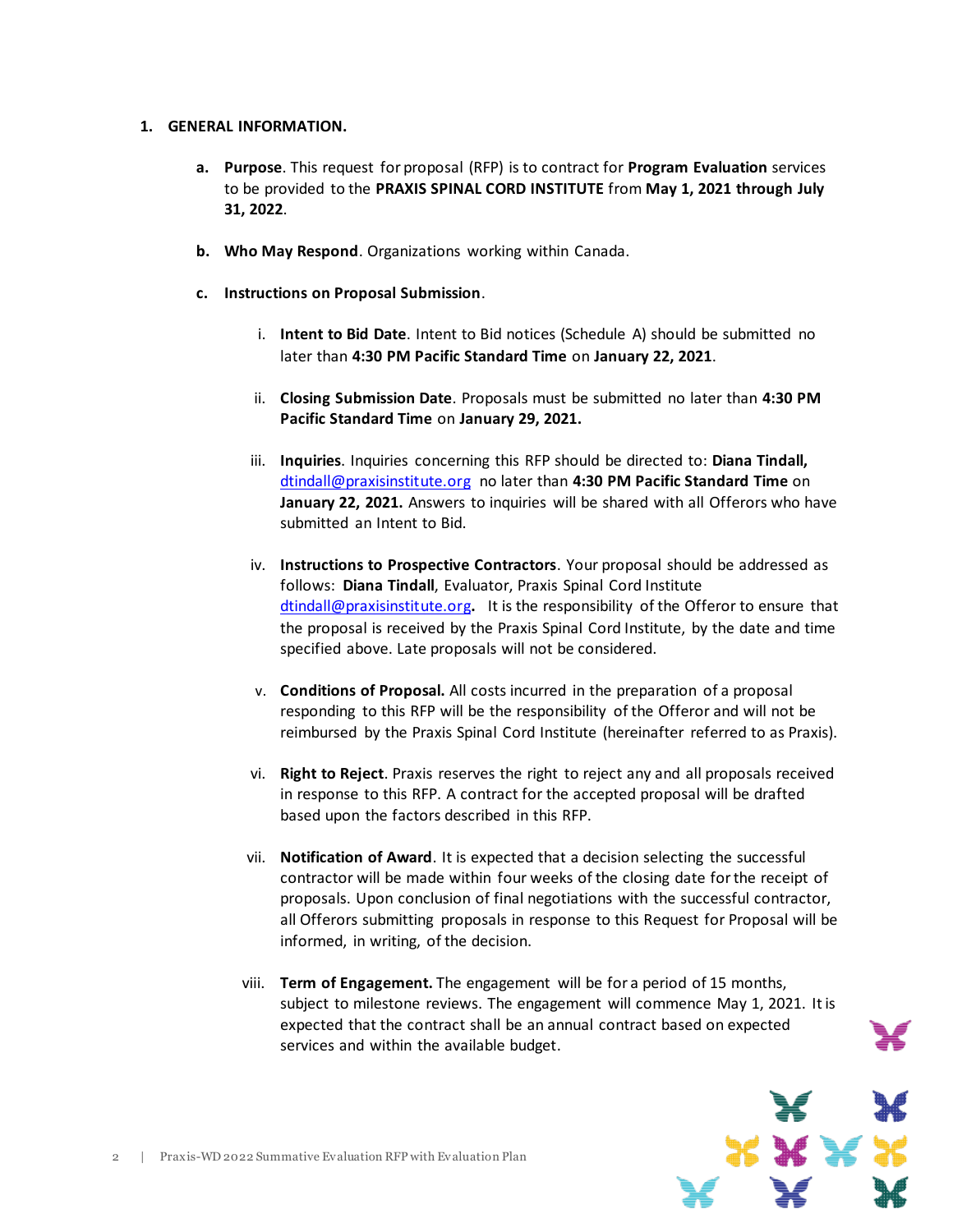1. **GENERAL INFORMATION.**

   a. **Purpose**. This request for proposal (RFP) is to contract for **Program Evaluation** services to be provided to the **PRAXIS SPINAL CORD INSTITUTE** from **May 1, 2021 through July 31, 2022**.

   b. **Who May Respond**. Organizations working within Canada.

   c. **Instructions on Proposal Submission**.

      i. **Intent to Bid Date**. Intent to Bid notices (Schedule A) should be submitted no later than **4:30 PM Pacific Standard Time** on **January 22, 2021**.

      ii. **Closing Submission Date**. Proposals must be submitted no later than **4:30 PM Pacific Standard Time** on **January 29, 2021.**

      iii. **Inquiries**. Inquiries concerning this RFP should be directed to: **Diana Tindall,** dtindall@praxisinstitute.org no later than **4:30 PM Pacific Standard Time** on **January 22, 2021.** Answers to inquiries will be shared with all Offerors who have submitted an Intent to Bid.

      iv. **Instructions to Prospective Contractors**. Your proposal should be addressed as follows: **Diana Tindall**, Evaluator, Praxis Spinal Cord Institute dtindall@praxisinstitute.org**.** It is the responsibility of the Offeror to ensure that the proposal is received by the Praxis Spinal Cord Institute, by the date and time specified above. Late proposals will not be considered.

      v. **Conditions of Proposal.** All costs incurred in the preparation of a proposal responding to this RFP will be the responsibility of the Offeror and will not be reimbursed by the Praxis Spinal Cord Institute (hereinafter referred to as Praxis).

      vi. **Right to Reject**. Praxis reserves the right to reject any and all proposals received in response to this RFP. A contract for the accepted proposal will be drafted based upon the factors described in this RFP.

      vii. **Notification of Award**. It is expected that a decision selecting the successful contractor will be made within four weeks of the closing date for the receipt of proposals. Upon conclusion of final negotiations with the successful contractor, all Offerors submitting proposals in response to this Request for Proposal will be informed, in writing, of the decision.

      viii. **Term of Engagement.** The engagement will be for a period of 15 months, subject to milestone reviews. The engagement will commence May 1, 2021. It is expected that the contract shall be an annual contract based on expected services and within the available budget.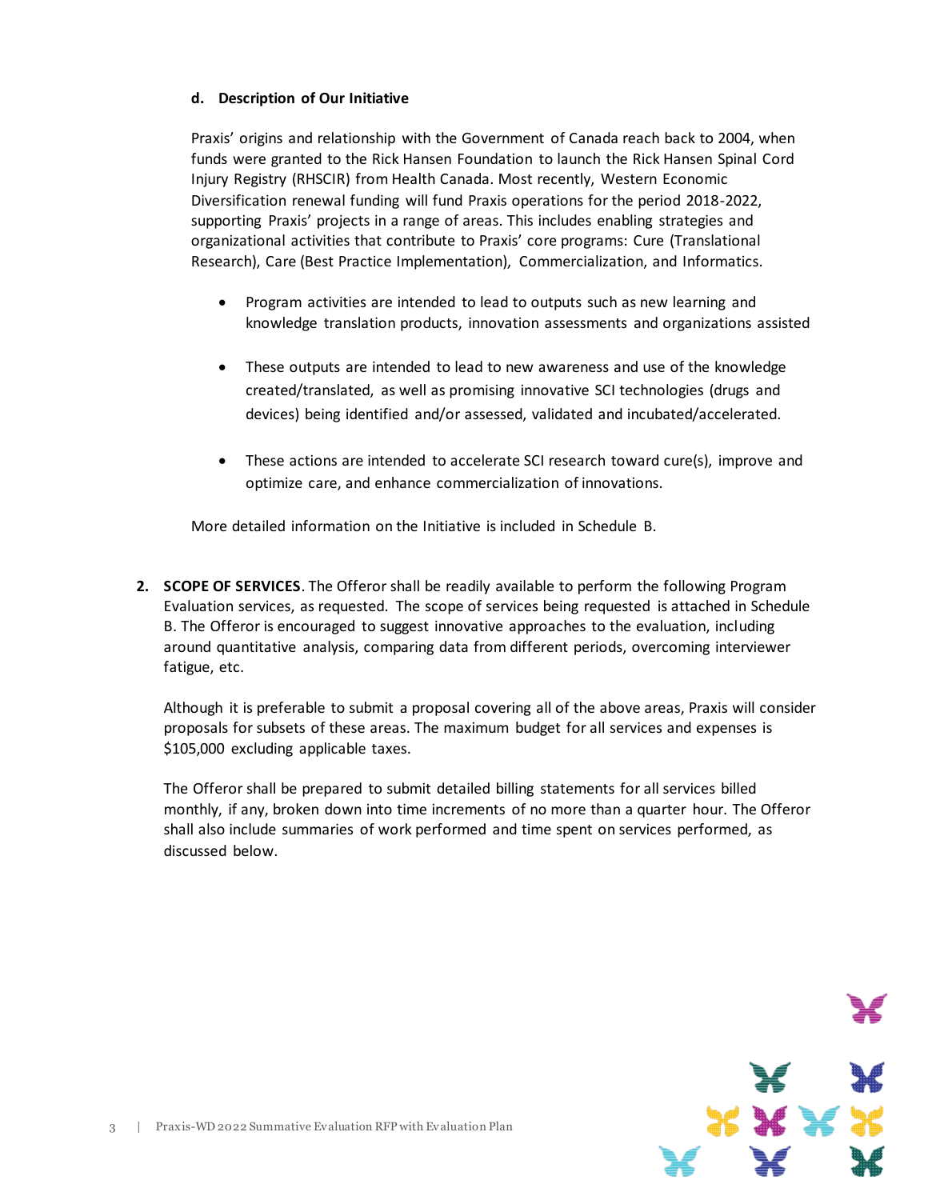#### d. Description of Our Initiative

Praxis' origins and relationship with the Government of Canada reach back to 2004, when funds were granted to the Rick Hansen Foundation to launch the Rick Hansen Spinal Cord Injury Registry (RHSCIR) from Health Canada. Most recently, Western Economic Diversification renewal funding will fund Praxis operations for the period 2018-2022, supporting Praxis' projects in a range of areas. This includes enabling strategies and organizational activities that contribute to Praxis' core programs: Cure (Translational Research), Care (Best Practice Implementation), Commercialization, and Informatics.

- Program activities are intended to lead to outputs such as new learning and knowledge translation products, innovation assessments and organizations assisted
- These outputs are intended to lead to new awareness and use of the knowledge created/translated, as well as promising innovative SCI technologies (drugs and devices) being identified and/or assessed, validated and incubated/accelerated.
- These actions are intended to accelerate SCI research toward cure(s), improve and optimize care, and enhance commercialization of innovations.

More detailed information on the Initiative is included in Schedule B.

2. **SCOPE OF SERVICES**. The Offeror shall be readily available to perform the following Program Evaluation services, as requested. The scope of services being requested is attached in Schedule B. The Offeror is encouraged to suggest innovative approaches to the evaluation, including around quantitative analysis, comparing data from different periods, overcoming interviewer fatigue, etc.

   Although it is preferable to submit a proposal covering all of the above areas, Praxis will consider proposals for subsets of these areas. The maximum budget for all services and expenses is $105,000 excluding applicable taxes.

   The Offeror shall be prepared to submit detailed billing statements for all services billed monthly, if any, broken down into time increments of no more than a quarter hour. The Offeror shall also include summaries of work performed and time spent on services performed, as discussed below.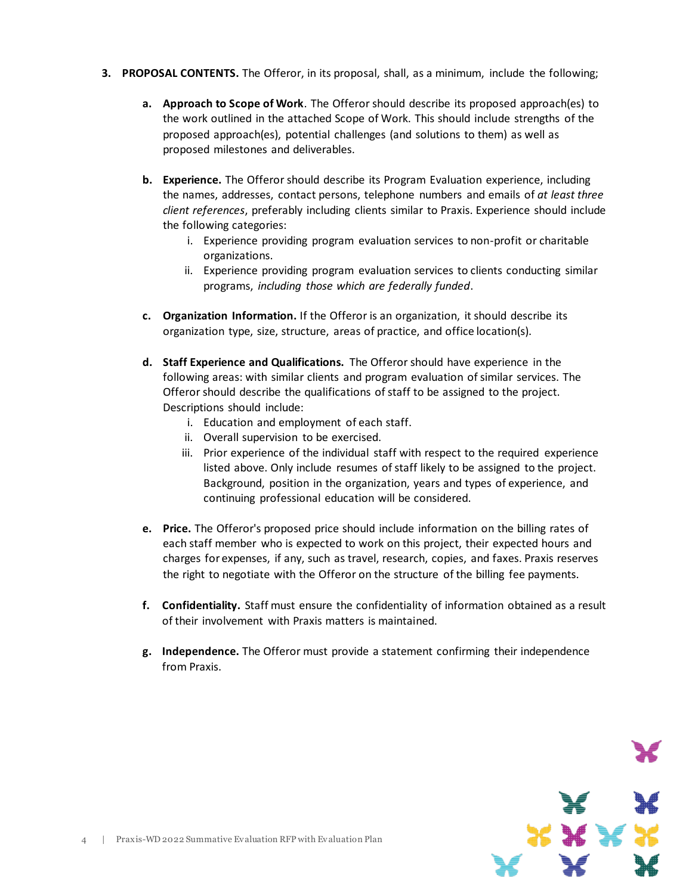3. **PROPOSAL CONTENTS.** The Offeror, in its proposal, shall, as a minimum, include the following;

   a. **Approach to Scope of Work**. The Offeror should describe its proposed approach(es) to the work outlined in the attached Scope of Work. This should include strengths of the proposed approach(es), potential challenges (and solutions to them) as well as proposed milestones and deliverables.

   b. **Experience.** The Offeror should describe its Program Evaluation experience, including the names, addresses, contact persons, telephone numbers and emails of *at least three client references*, preferably including clients similar to Praxis. Experience should include the following categories:
      i. Experience providing program evaluation services to non-profit or charitable organizations.
      ii. Experience providing program evaluation services to clients conducting similar programs, *including those which are federally funded*.

   c. **Organization Information.** If the Offeror is an organization, it should describe its organization type, size, structure, areas of practice, and office location(s).

   d. **Staff Experience and Qualifications.** The Offeror should have experience in the following areas: with similar clients and program evaluation of similar services. The Offeror should describe the qualifications of staff to be assigned to the project. Descriptions should include:
      i. Education and employment of each staff.
      ii. Overall supervision to be exercised.
      iii. Prior experience of the individual staff with respect to the required experience listed above. Only include resumes of staff likely to be assigned to the project. Background, position in the organization, years and types of experience, and continuing professional education will be considered.

   e. **Price.** The Offeror's proposed price should include information on the billing rates of each staff member who is expected to work on this project, their expected hours and charges for expenses, if any, such as travel, research, copies, and faxes. Praxis reserves the right to negotiate with the Offeror on the structure of the billing fee payments.

   f. **Confidentiality.** Staff must ensure the confidentiality of information obtained as a result of their involvement with Praxis matters is maintained.

   g. **Independence.** The Offeror must provide a statement confirming their independence from Praxis.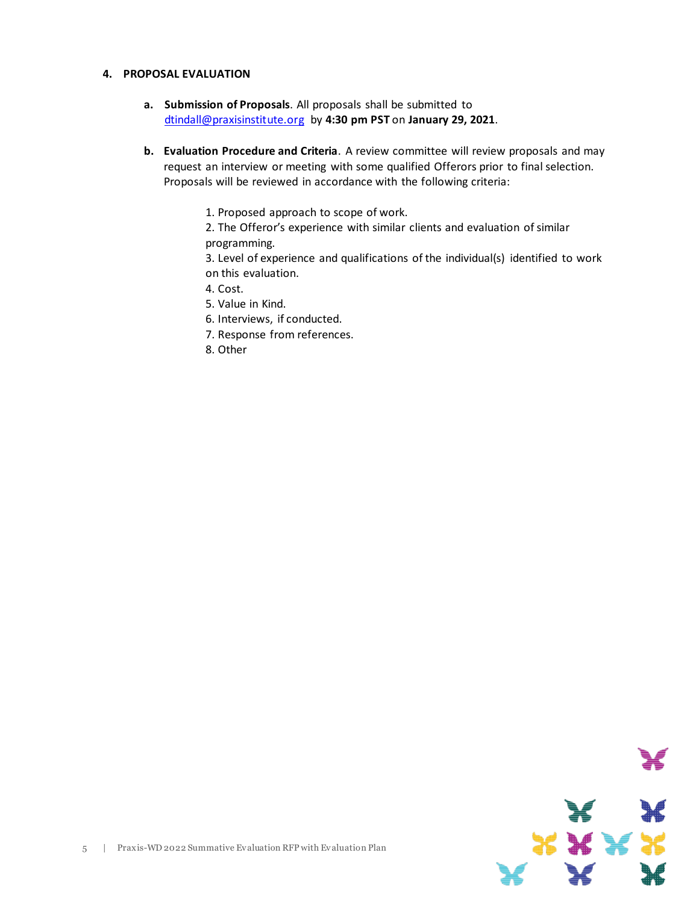## 4. PROPOSAL EVALUATION

**a. Submission of Proposals**. All proposals shall be submitted to dtindall@praxisinstitute.org by **4:30 pm PST** on **January 29, 2021**.

**b. Evaluation Procedure and Criteria**. A review committee will review proposals and may request an interview or meeting with some qualified Offerors prior to final selection. Proposals will be reviewed in accordance with the following criteria:

1. Proposed approach to scope of work.
2. The Offeror's experience with similar clients and evaluation of similar programming.
3. Level of experience and qualifications of the individual(s) identified to work on this evaluation.
4. Cost.
5. Value in Kind.
6. Interviews, if conducted.
7. Response from references.
8. Other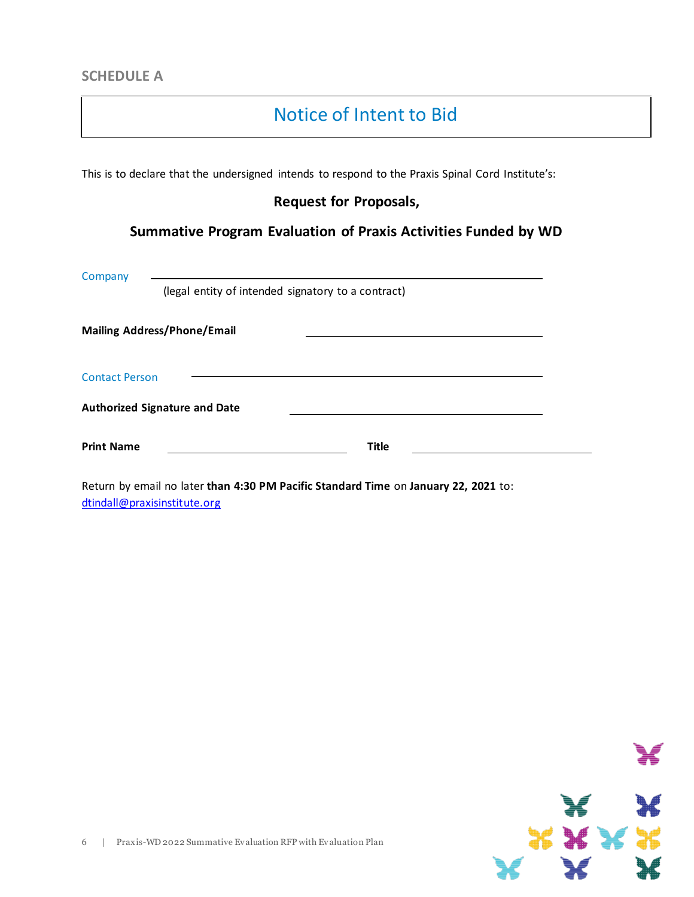SCHEDULE A

# Notice of Intent to Bid

This is to declare that the undersigned intends to respond to the Praxis Spinal Cord Institute's:

**Request for Proposals,**

**Summative Program Evaluation of Praxis Activities Funded by WD**

Company \_\_\_\_\_\_\_\_\_\_\_\_\_\_\_\_\_\_\_\_\_\_\_\_\_\_\_\_\_\_\_\_\_\_\_\_\_\_\_\_

(legal entity of intended signatory to a contract)

**Mailing Address/Phone/Email** \_\_\_\_\_\_\_\_\_\_\_\_\_\_\_\_\_\_\_\_\_\_\_\_\_\_\_\_\_\_

Contact Person \_\_\_\_\_\_\_\_\_\_\_\_\_\_\_\_\_\_\_\_\_\_\_\_\_\_\_\_\_\_\_\_\_\_\_\_\_\_\_\_

**Authorized Signature and Date** \_\_\_\_\_\_\_\_\_\_\_\_\_\_\_\_\_\_\_\_\_\_\_\_\_\_\_\_\_\_

**Print Name** \_\_\_\_\_\_\_\_\_\_\_\_\_\_\_\_\_\_\_\_ **Title** \_\_\_\_\_\_\_\_\_\_\_\_\_\_\_\_\_\_\_\_

Return by email no later **than 4:30 PM Pacific Standard Time** on **January 22, 2021** to: dtindall@praxisinstitute.org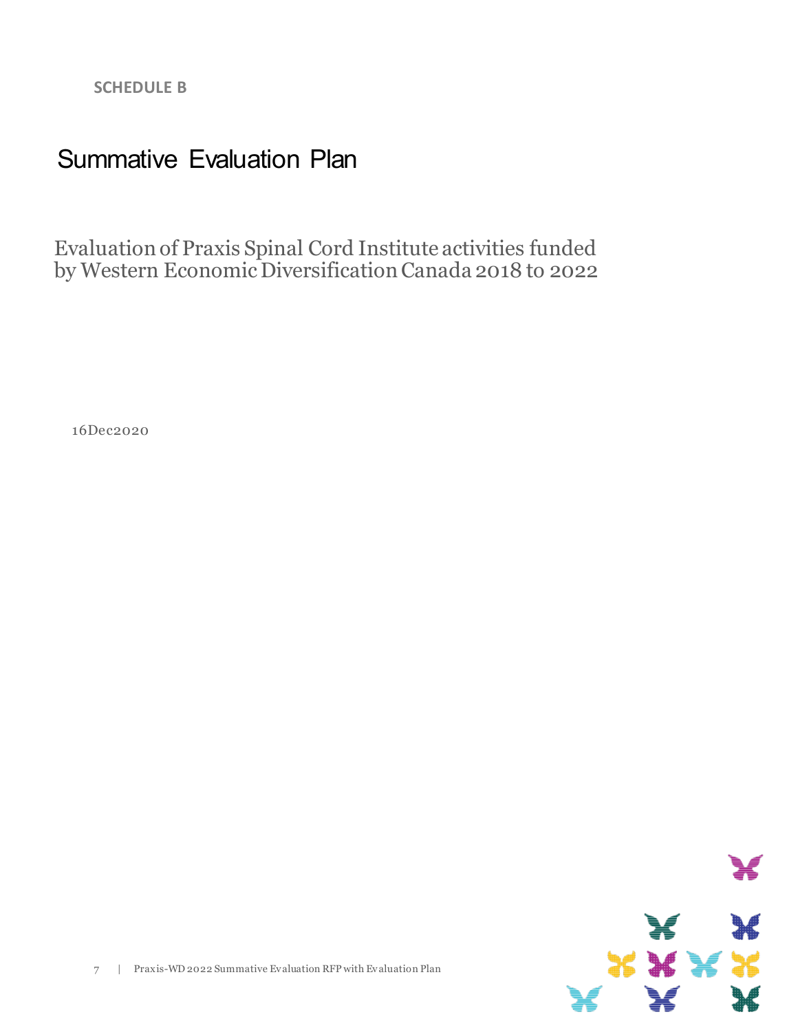**SCHEDULE B**

# Summative Evaluation Plan

Evaluation of Praxis Spinal Cord Institute activities funded by Western Economic Diversification Canada 2018 to 2022

16Dec2020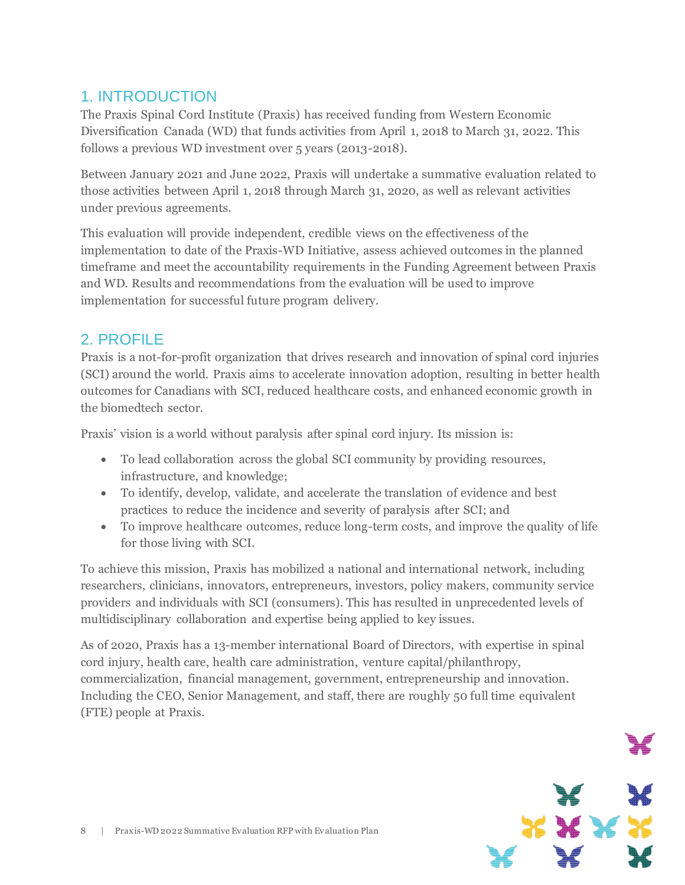## 1. INTRODUCTION

The Praxis Spinal Cord Institute (Praxis) has received funding from Western Economic Diversification Canada (WD) that funds activities from April 1, 2018 to March 31, 2022. This follows a previous WD investment over 5 years (2013-2018).

Between January 2021 and June 2022, Praxis will undertake a summative evaluation related to those activities between April 1, 2018 through March 31, 2020, as well as relevant activities under previous agreements.

This evaluation will provide independent, credible views on the effectiveness of the implementation to date of the Praxis-WD Initiative, assess achieved outcomes in the planned timeframe and meet the accountability requirements in the Funding Agreement between Praxis and WD. Results and recommendations from the evaluation will be used to improve implementation for successful future program delivery.

## 2. PROFILE

Praxis is a not-for-profit organization that drives research and innovation of spinal cord injuries (SCI) around the world. Praxis aims to accelerate innovation adoption, resulting in better health outcomes for Canadians with SCI, reduced healthcare costs, and enhanced economic growth in the biomedtech sector.

Praxis' vision is a world without paralysis after spinal cord injury. Its mission is:

- To lead collaboration across the global SCI community by providing resources, infrastructure, and knowledge;
- To identify, develop, validate, and accelerate the translation of evidence and best practices to reduce the incidence and severity of paralysis after SCI; and
- To improve healthcare outcomes, reduce long-term costs, and improve the quality of life for those living with SCI.

To achieve this mission, Praxis has mobilized a national and international network, including researchers, clinicians, innovators, entrepreneurs, investors, policy makers, community service providers and individuals with SCI (consumers). This has resulted in unprecedented levels of multidisciplinary collaboration and expertise being applied to key issues.

As of 2020, Praxis has a 13-member international Board of Directors, with expertise in spinal cord injury, health care, health care administration, venture capital/philanthropy, commercialization, financial management, government, entrepreneurship and innovation. Including the CEO, Senior Management, and staff, there are roughly 50 full time equivalent (FTE) people at Praxis.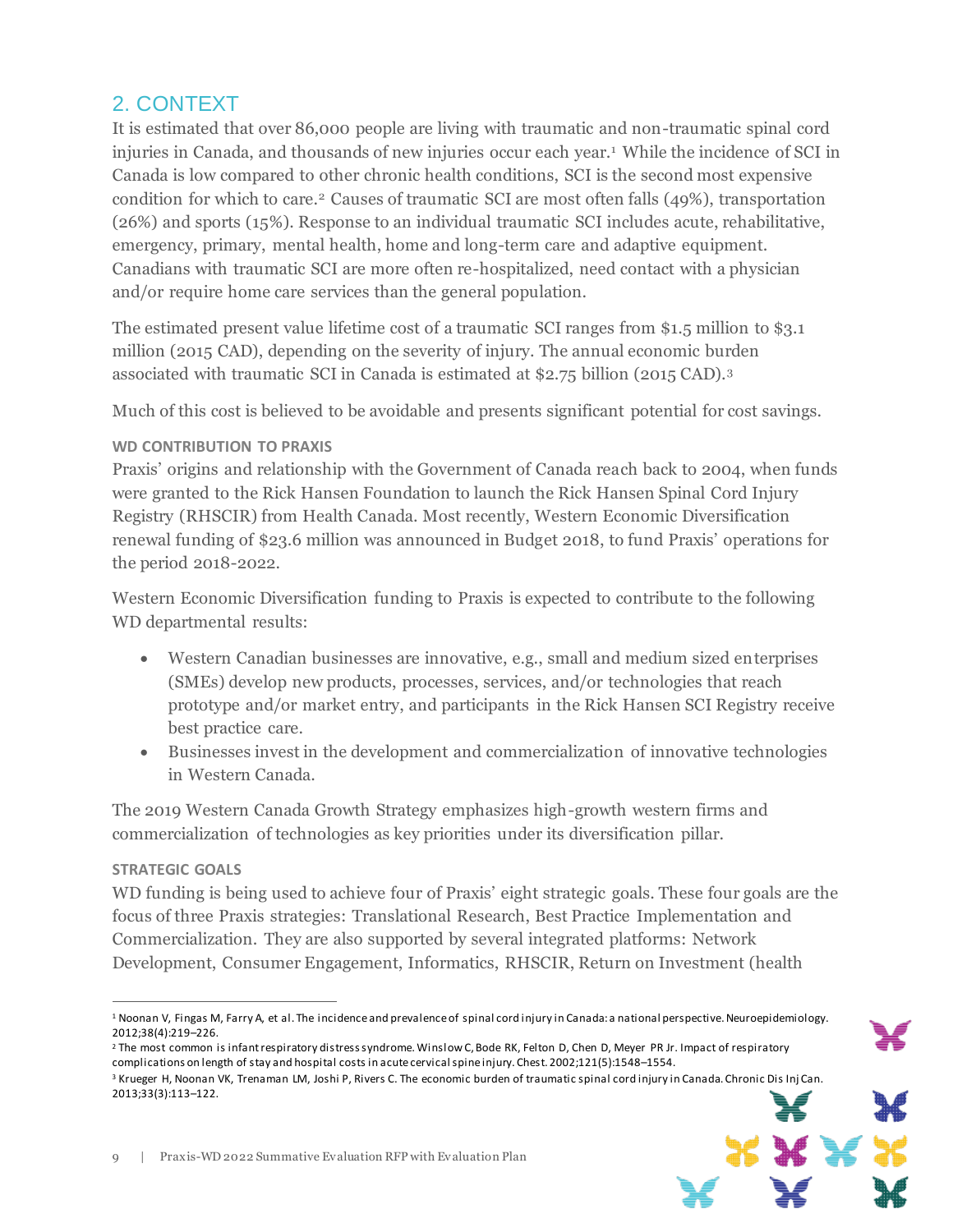## 2. CONTEXT

It is estimated that over 86,000 people are living with traumatic and non-traumatic spinal cord injuries in Canada, and thousands of new injuries occur each year.[1] While the incidence of SCI in Canada is low compared to other chronic health conditions, SCI is the second most expensive condition for which to care.[2] Causes of traumatic SCI are most often falls (49%), transportation (26%) and sports (15%). Response to an individual traumatic SCI includes acute, rehabilitative, emergency, primary, mental health, home and long-term care and adaptive equipment. Canadians with traumatic SCI are more often re-hospitalized, need contact with a physician and/or require home care services than the general population.

The estimated present value lifetime cost of a traumatic SCI ranges from $1.5 million to $3.1 million (2015 CAD), depending on the severity of injury. The annual economic burden associated with traumatic SCI in Canada is estimated at $2.75 billion (2015 CAD).[3]

Much of this cost is believed to be avoidable and presents significant potential for cost savings.

### WD CONTRIBUTION TO PRAXIS

Praxis' origins and relationship with the Government of Canada reach back to 2004, when funds were granted to the Rick Hansen Foundation to launch the Rick Hansen Spinal Cord Injury Registry (RHSCIR) from Health Canada. Most recently, Western Economic Diversification renewal funding of $23.6 million was announced in Budget 2018, to fund Praxis' operations for the period 2018-2022.

Western Economic Diversification funding to Praxis is expected to contribute to the following WD departmental results:

- Western Canadian businesses are innovative, e.g., small and medium sized enterprises (SMEs) develop new products, processes, services, and/or technologies that reach prototype and/or market entry, and participants in the Rick Hansen SCI Registry receive best practice care.
- Businesses invest in the development and commercialization of innovative technologies in Western Canada.

The 2019 Western Canada Growth Strategy emphasizes high-growth western firms and commercialization of technologies as key priorities under its diversification pillar.

### STRATEGIC GOALS

WD funding is being used to achieve four of Praxis' eight strategic goals. These four goals are the focus of three Praxis strategies: Translational Research, Best Practice Implementation and Commercialization. They are also supported by several integrated platforms: Network Development, Consumer Engagement, Informatics, RHSCIR, Return on Investment (health

---

[1] Noonan V, Fingas M, Farry A, et al. The incidence and prevalence of spinal cord injury in Canada: a national perspective. Neuroepidemiology. 2012;38(4):219–226.

[2] The most common is infant respiratory distress syndrome. Winslow C, Bode RK, Felton D, Chen D, Meyer PR Jr. Impact of respiratory complications on length of stay and hospital costs in acute cervical spine injury. Chest. 2002;121(5):1548–1554.

[3] Krueger H, Noonan VK, Trenaman LM, Joshi P, Rivers C. The economic burden of traumatic spinal cord injury in Canada. Chronic Dis Inj Can. 2013;33(3):113–122.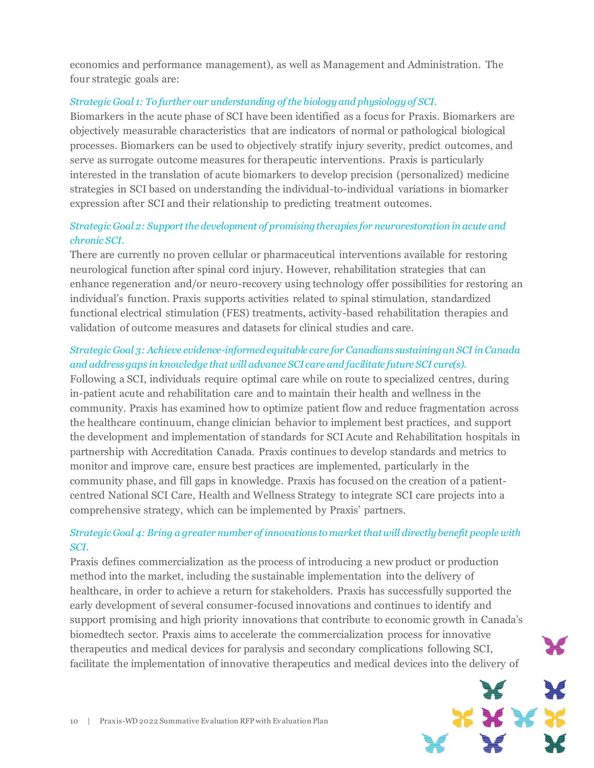economics and performance management), as well as Management and Administration. The four strategic goals are:

*Strategic Goal 1: To further our understanding of the biology and physiology of SCI.*

Biomarkers in the acute phase of SCI have been identified as a focus for Praxis. Biomarkers are objectively measurable characteristics that are indicators of normal or pathological biological processes. Biomarkers can be used to objectively stratify injury severity, predict outcomes, and serve as surrogate outcome measures for therapeutic interventions. Praxis is particularly interested in the translation of acute biomarkers to develop precision (personalized) medicine strategies in SCI based on understanding the individual-to-individual variations in biomarker expression after SCI and their relationship to predicting treatment outcomes.

*Strategic Goal 2: Support the development of promising therapies for neurorestoration in acute and chronic SCI.*

There are currently no proven cellular or pharmaceutical interventions available for restoring neurological function after spinal cord injury. However, rehabilitation strategies that can enhance regeneration and/or neuro-recovery using technology offer possibilities for restoring an individual's function. Praxis supports activities related to spinal stimulation, standardized functional electrical stimulation (FES) treatments, activity-based rehabilitation therapies and validation of outcome measures and datasets for clinical studies and care.

*Strategic Goal 3: Achieve evidence-informed equitable care for Canadians sustaining an SCI in Canada and address gaps in knowledge that will advance SCI care and facilitate future SCI cure(s).*

Following a SCI, individuals require optimal care while on route to specialized centres, during in-patient acute and rehabilitation care and to maintain their health and wellness in the community. Praxis has examined how to optimize patient flow and reduce fragmentation across the healthcare continuum, change clinician behavior to implement best practices, and support the development and implementation of standards for SCI Acute and Rehabilitation hospitals in partnership with Accreditation Canada. Praxis continues to develop standards and metrics to monitor and improve care, ensure best practices are implemented, particularly in the community phase, and fill gaps in knowledge. Praxis has focused on the creation of a patient-centred National SCI Care, Health and Wellness Strategy to integrate SCI care projects into a comprehensive strategy, which can be implemented by Praxis' partners.

*Strategic Goal 4: Bring a greater number of innovations to market that will directly benefit people with SCI.*

Praxis defines commercialization as the process of introducing a new product or production method into the market, including the sustainable implementation into the delivery of healthcare, in order to achieve a return for stakeholders. Praxis has successfully supported the early development of several consumer-focused innovations and continues to identify and support promising and high priority innovations that contribute to economic growth in Canada's biomedtech sector. Praxis aims to accelerate the commercialization process for innovative therapeutics and medical devices for paralysis and secondary complications following SCI, facilitate the implementation of innovative therapeutics and medical devices into the delivery of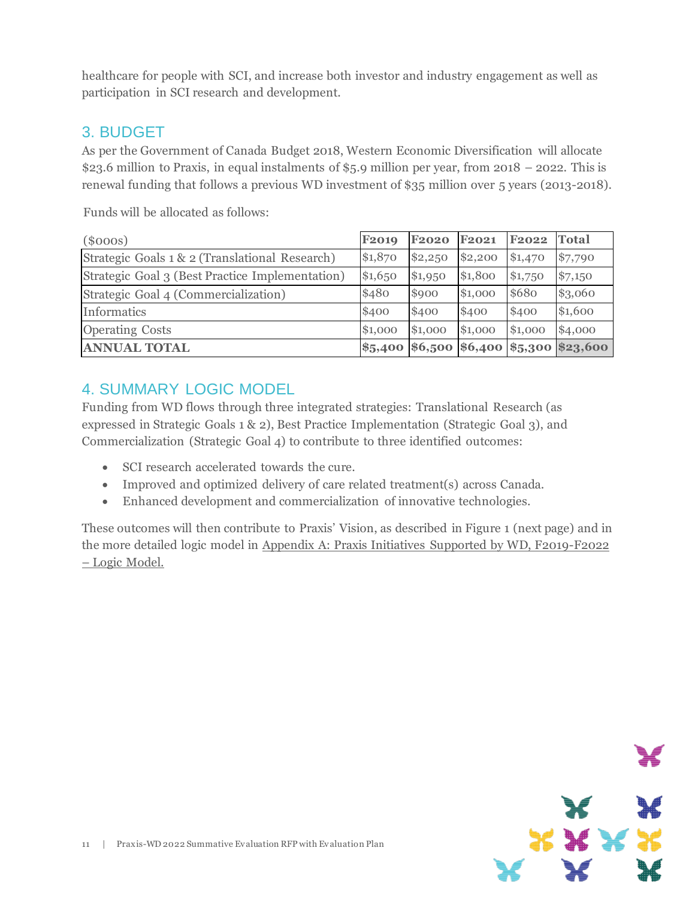healthcare for people with SCI, and increase both investor and industry engagement as well as participation in SCI research and development.

## 3. BUDGET

As per the Government of Canada Budget 2018, Western Economic Diversification will allocate $23.6 million to Praxis, in equal instalments of $5.9 million per year, from 2018 – 2022. This is renewal funding that follows a previous WD investment of $35 million over 5 years (2013-2018).

Funds will be allocated as follows:

| ($000s) | F2019 | F2020 | F2021 | F2022 | Total |
|---|---|---|---|---|---|
| Strategic Goals 1 & 2 (Translational Research) | $1,870 | $2,250 | $2,200 | $1,470 | $7,790 |
| Strategic Goal 3 (Best Practice Implementation) | $1,650 | $1,950 | $1,800 | $1,750 | $7,150 |
| Strategic Goal 4 (Commercialization) | $480 | $900 | $1,000 | $680 | $3,060 |
| Informatics | $400 | $400 | $400 | $400 | $1,600 |
| Operating Costs | $1,000 | $1,000 | $1,000 | $1,000 | $4,000 |
| **ANNUAL TOTAL** | **$5,400** | **$6,500** | **$6,400** | **$5,300** | **$23,600** |

## 4. SUMMARY LOGIC MODEL

Funding from WD flows through three integrated strategies: Translational Research (as expressed in Strategic Goals 1 & 2), Best Practice Implementation (Strategic Goal 3), and Commercialization (Strategic Goal 4) to contribute to three identified outcomes:

- SCI research accelerated towards the cure.
- Improved and optimized delivery of care related treatment(s) across Canada.
- Enhanced development and commercialization of innovative technologies.

These outcomes will then contribute to Praxis' Vision, as described in Figure 1 (next page) and in the more detailed logic model in Appendix A: Praxis Initiatives Supported by WD, F2019-F2022 – Logic Model.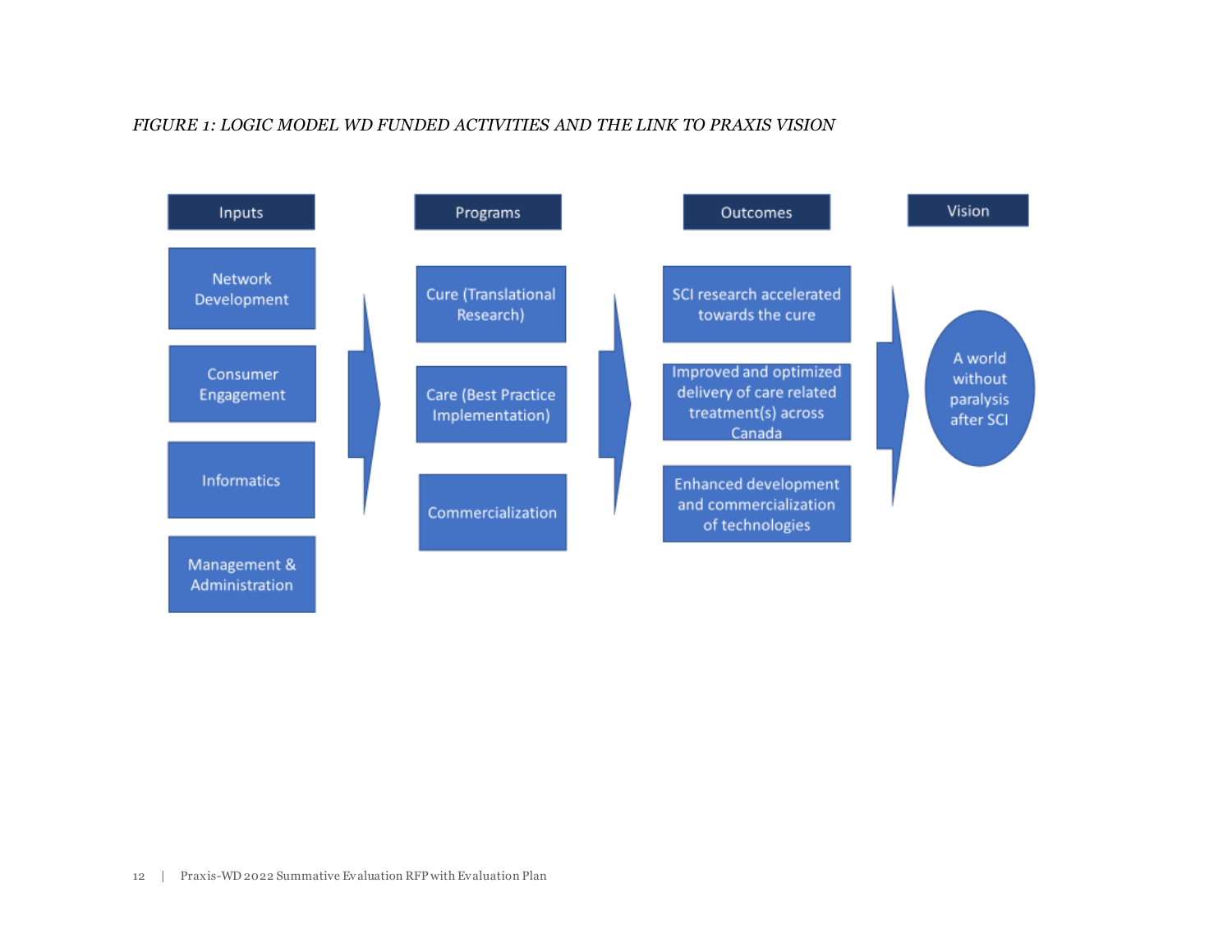*FIGURE 1: LOGIC MODEL WD FUNDED ACTIVITIES AND THE LINK TO PRAXIS VISION*

| Inputs | Programs | Outcomes | Vision |
|---|---|---|---|
| Network Development | Cure (Translational Research) | SCI research accelerated towards the cure | A world without paralysis after SCI |
| Consumer Engagement | Care (Best Practice Implementation) | Improved and optimized delivery of care related treatment(s) across Canada | |
| Informatics | Commercialization | Enhanced development and commercialization of technologies | |
| Management & Administration | | | |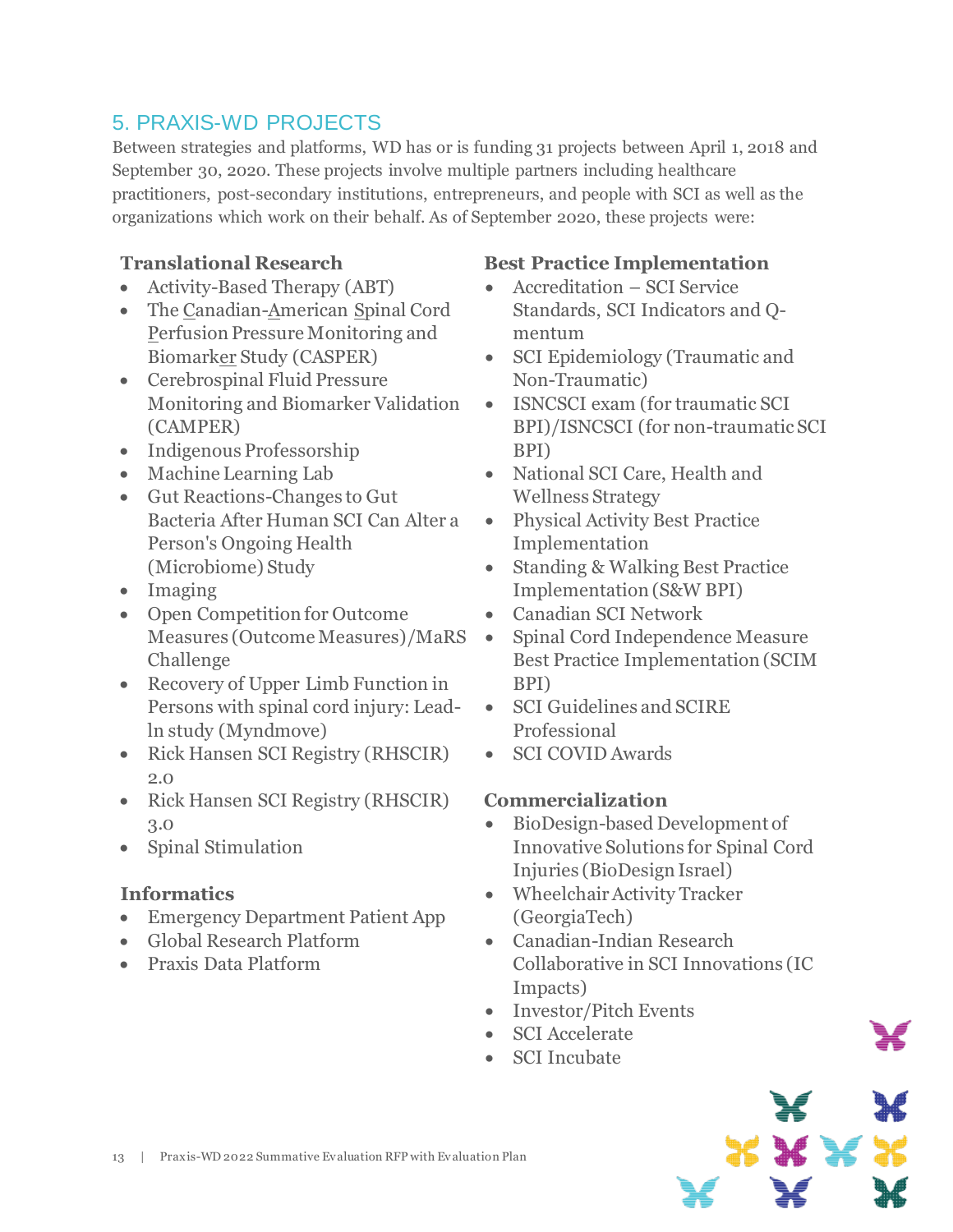## 5. PRAXIS-WD PROJECTS

Between strategies and platforms, WD has or is funding 31 projects between April 1, 2018 and September 30, 2020. These projects involve multiple partners including healthcare practitioners, post-secondary institutions, entrepreneurs, and people with SCI as well as the organizations which work on their behalf. As of September 2020, these projects were:

**Translational Research**

- Activity-Based Therapy (ABT)
- The Canadian-American Spinal Cord Perfusion Pressure Monitoring and Biomarker Study (CASPER)
- Cerebrospinal Fluid Pressure Monitoring and Biomarker Validation (CAMPER)
- Indigenous Professorship
- Machine Learning Lab
- Gut Reactions-Changes to Gut Bacteria After Human SCI Can Alter a Person's Ongoing Health (Microbiome) Study
- Imaging
- Open Competition for Outcome Measures (Outcome Measures)/MaRS Challenge
- Recovery of Upper Limb Function in Persons with spinal cord injury: Lead-ln study (Myndmove)
- Rick Hansen SCI Registry (RHSCIR) 2.0
- Rick Hansen SCI Registry (RHSCIR) 3.0
- Spinal Stimulation

**Informatics**

- Emergency Department Patient App
- Global Research Platform
- Praxis Data Platform

**Best Practice Implementation**

- Accreditation – SCI Service Standards, SCI Indicators and Q-mentum
- SCI Epidemiology (Traumatic and Non-Traumatic)
- ISNCSCI exam (for traumatic SCI BPI)/ISNCSCI (for non-traumatic SCI BPI)
- National SCI Care, Health and Wellness Strategy
- Physical Activity Best Practice Implementation
- Standing & Walking Best Practice Implementation (S&W BPI)
- Canadian SCI Network
- Spinal Cord Independence Measure Best Practice Implementation (SCIM BPI)
- SCI Guidelines and SCIRE Professional
- SCI COVID Awards

**Commercialization**

- BioDesign-based Development of Innovative Solutions for Spinal Cord Injuries (BioDesign Israel)
- Wheelchair Activity Tracker (GeorgiaTech)
- Canadian-Indian Research Collaborative in SCI Innovations (IC Impacts)
- Investor/Pitch Events
- SCI Accelerate
- SCI Incubate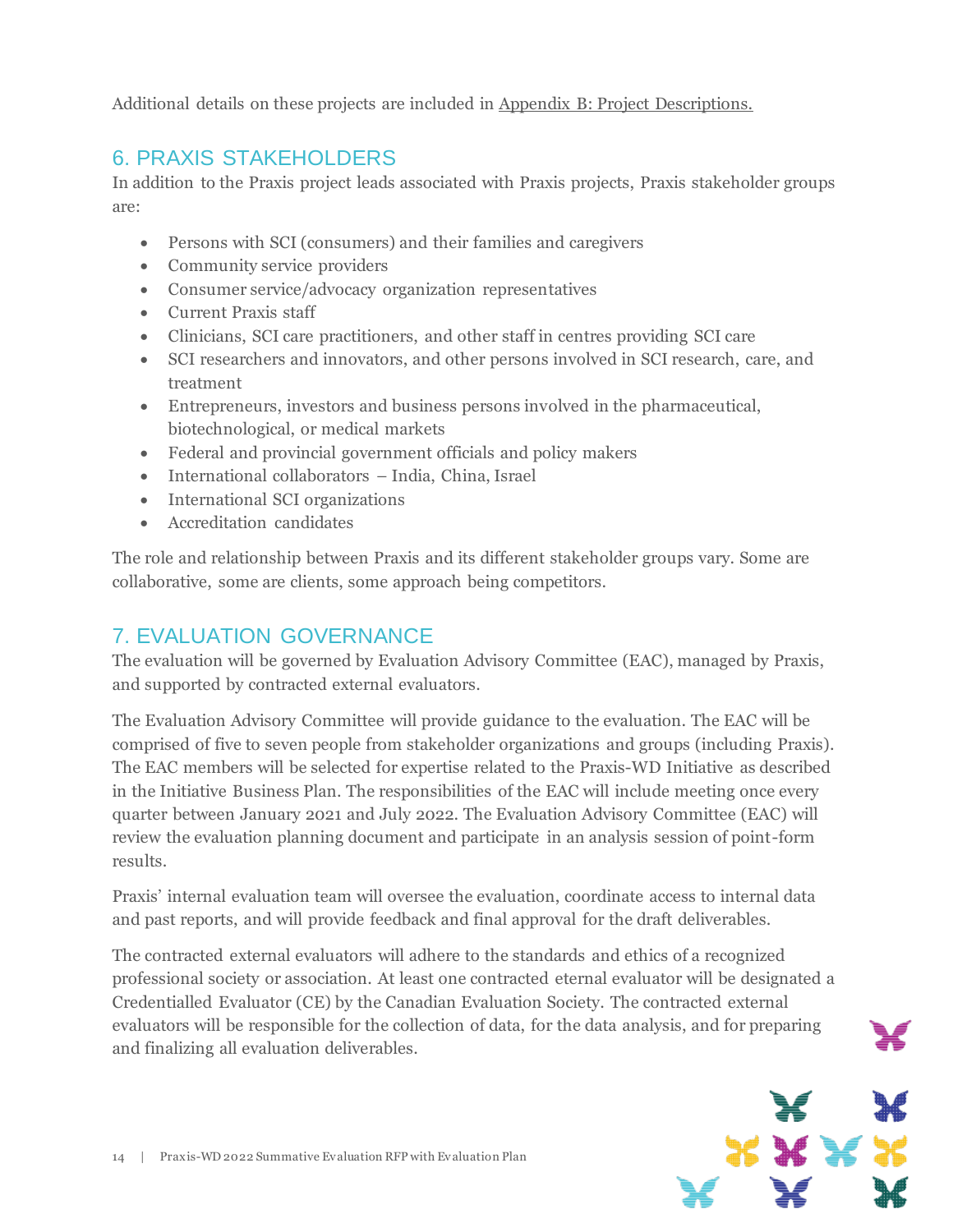Additional details on these projects are included in Appendix B: Project Descriptions.

## 6. PRAXIS STAKEHOLDERS

In addition to the Praxis project leads associated with Praxis projects, Praxis stakeholder groups are:

- Persons with SCI (consumers) and their families and caregivers
- Community service providers
- Consumer service/advocacy organization representatives
- Current Praxis staff
- Clinicians, SCI care practitioners, and other staff in centres providing SCI care
- SCI researchers and innovators, and other persons involved in SCI research, care, and treatment
- Entrepreneurs, investors and business persons involved in the pharmaceutical, biotechnological, or medical markets
- Federal and provincial government officials and policy makers
- International collaborators – India, China, Israel
- International SCI organizations
- Accreditation candidates

The role and relationship between Praxis and its different stakeholder groups vary. Some are collaborative, some are clients, some approach being competitors.

## 7. EVALUATION GOVERNANCE

The evaluation will be governed by Evaluation Advisory Committee (EAC), managed by Praxis, and supported by contracted external evaluators.

The Evaluation Advisory Committee will provide guidance to the evaluation. The EAC will be comprised of five to seven people from stakeholder organizations and groups (including Praxis). The EAC members will be selected for expertise related to the Praxis-WD Initiative as described in the Initiative Business Plan. The responsibilities of the EAC will include meeting once every quarter between January 2021 and July 2022. The Evaluation Advisory Committee (EAC) will review the evaluation planning document and participate in an analysis session of point-form results.

Praxis' internal evaluation team will oversee the evaluation, coordinate access to internal data and past reports, and will provide feedback and final approval for the draft deliverables.

The contracted external evaluators will adhere to the standards and ethics of a recognized professional society or association. At least one contracted eternal evaluator will be designated a Credentialled Evaluator (CE) by the Canadian Evaluation Society. The contracted external evaluators will be responsible for the collection of data, for the data analysis, and for preparing and finalizing all evaluation deliverables.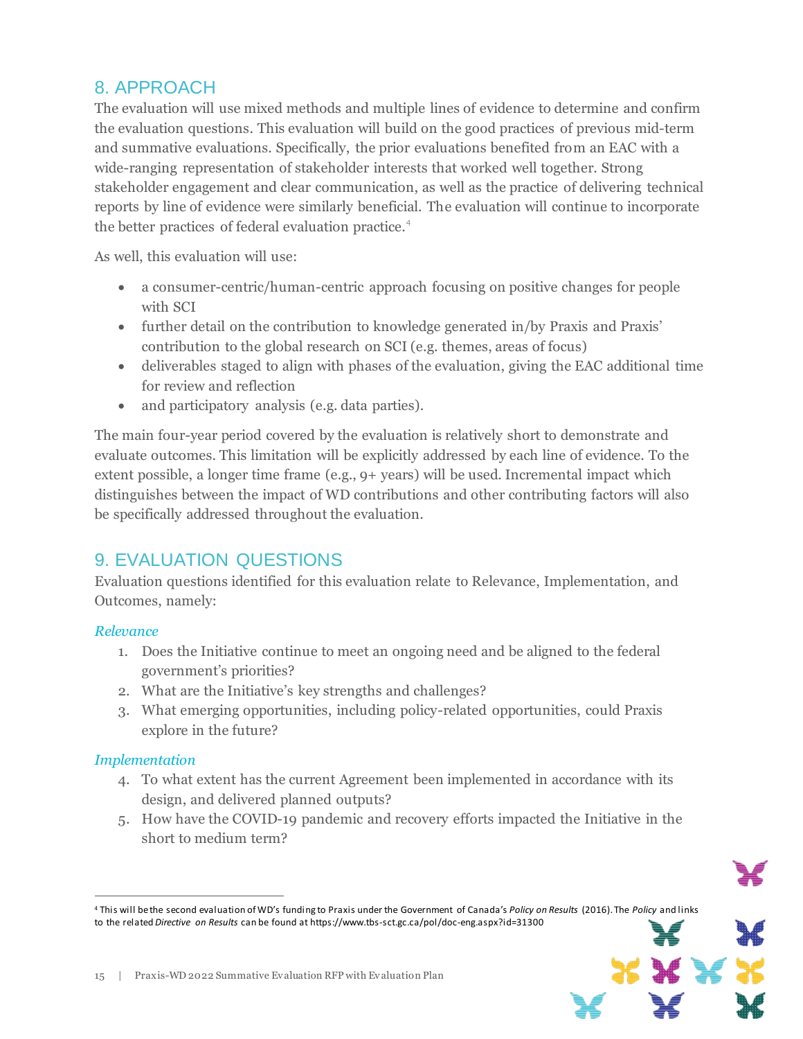## 8. APPROACH

The evaluation will use mixed methods and multiple lines of evidence to determine and confirm the evaluation questions. This evaluation will build on the good practices of previous mid-term and summative evaluations. Specifically, the prior evaluations benefited from an EAC with a wide-ranging representation of stakeholder interests that worked well together. Strong stakeholder engagement and clear communication, as well as the practice of delivering technical reports by line of evidence were similarly beneficial. The evaluation will continue to incorporate the better practices of federal evaluation practice.[4]

As well, this evaluation will use:

- a consumer-centric/human-centric approach focusing on positive changes for people with SCI
- further detail on the contribution to knowledge generated in/by Praxis and Praxis' contribution to the global research on SCI (e.g. themes, areas of focus)
- deliverables staged to align with phases of the evaluation, giving the EAC additional time for review and reflection
- and participatory analysis (e.g. data parties).

The main four-year period covered by the evaluation is relatively short to demonstrate and evaluate outcomes. This limitation will be explicitly addressed by each line of evidence. To the extent possible, a longer time frame (e.g., 9+ years) will be used. Incremental impact which distinguishes between the impact of WD contributions and other contributing factors will also be specifically addressed throughout the evaluation.

## 9. EVALUATION QUESTIONS

Evaluation questions identified for this evaluation relate to Relevance, Implementation, and Outcomes, namely:

*Relevance*

1. Does the Initiative continue to meet an ongoing need and be aligned to the federal government's priorities?
2. What are the Initiative's key strengths and challenges?
3. What emerging opportunities, including policy-related opportunities, could Praxis explore in the future?

*Implementation*

4. To what extent has the current Agreement been implemented in accordance with its design, and delivered planned outputs?
5. How have the COVID-19 pandemic and recovery efforts impacted the Initiative in the short to medium term?

---

[4] This will be the second evaluation of WD's funding to Praxis under the Government of Canada's *Policy on Results* (2016). The *Policy* and links to the related *Directive on Results* can be found at https://www.tbs-sct.gc.ca/pol/doc-eng.aspx?id=31300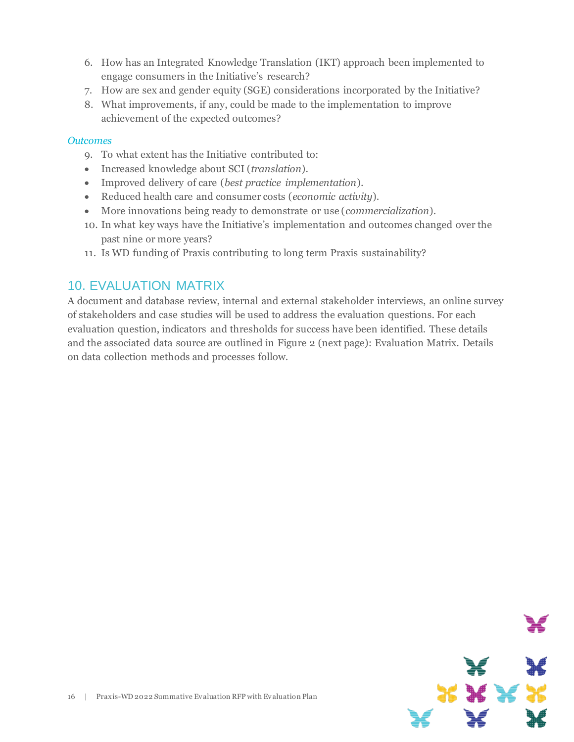6. How has an Integrated Knowledge Translation (IKT) approach been implemented to engage consumers in the Initiative's research?
7. How are sex and gender equity (SGE) considerations incorporated by the Initiative?
8. What improvements, if any, could be made to the implementation to improve achievement of the expected outcomes?

*Outcomes*

9. To what extent has the Initiative contributed to:
- Increased knowledge about SCI (*translation*).
- Improved delivery of care (*best practice implementation*).
- Reduced health care and consumer costs (*economic activity*).
- More innovations being ready to demonstrate or use (*commercialization*).

10. In what key ways have the Initiative's implementation and outcomes changed over the past nine or more years?
11. Is WD funding of Praxis contributing to long term Praxis sustainability?

## 10. EVALUATION MATRIX

A document and database review, internal and external stakeholder interviews, an online survey of stakeholders and case studies will be used to address the evaluation questions. For each evaluation question, indicators and thresholds for success have been identified. These details and the associated data source are outlined in Figure 2 (next page): Evaluation Matrix. Details on data collection methods and processes follow.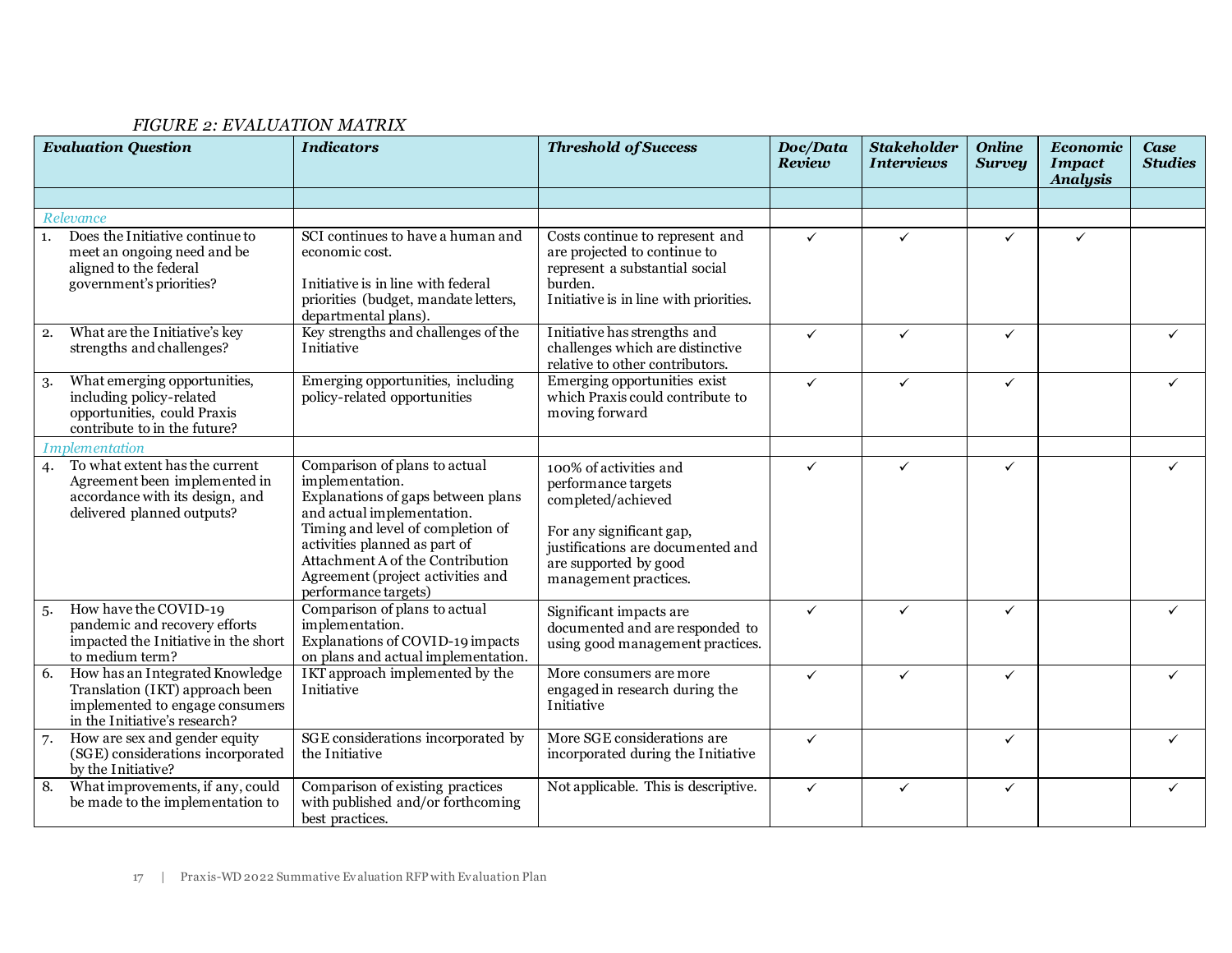*FIGURE 2: EVALUATION MATRIX*

| ***Evaluation Question*** | ***Indicators*** | ***Threshold of Success*** | ***Doc/Data Review*** | ***Stakeholder Interviews*** | ***Online Survey*** | ***Economic Impact Analysis*** | ***Case Studies*** |
|---|---|---|---|---|---|---|---|
| | | | | | | | |
| *Relevance* | | | | | | | |
| 1. Does the Initiative continue to meet an ongoing need and be aligned to the federal government's priorities? | SCI continues to have a human and economic cost.<br><br>Initiative is in line with federal priorities (budget, mandate letters, departmental plans). | Costs continue to represent and are projected to continue to represent a substantial social burden.<br>Initiative is in line with priorities. | ✓ | ✓ | ✓ | ✓ | |
| 2. What are the Initiative's key strengths and challenges? | Key strengths and challenges of the Initiative | Initiative has strengths and challenges which are distinctive relative to other contributors. | ✓ | ✓ | ✓ | | ✓ |
| 3. What emerging opportunities, including policy-related opportunities, could Praxis contribute to in the future? | Emerging opportunities, including policy-related opportunities | Emerging opportunities exist which Praxis could contribute to moving forward | ✓ | ✓ | ✓ | | ✓ |
| *Implementation* | | | | | | | |
| 4. To what extent has the current Agreement been implemented in accordance with its design, and delivered planned outputs? | Comparison of plans to actual implementation.<br>Explanations of gaps between plans and actual implementation.<br>Timing and level of completion of activities planned as part of Attachment A of the Contribution Agreement (project activities and performance targets) | 100% of activities and performance targets completed/achieved<br><br>For any significant gap, justifications are documented and are supported by good management practices. | ✓ | ✓ | ✓ | | ✓ |
| 5. How have the COVID-19 pandemic and recovery efforts impacted the Initiative in the short to medium term? | Comparison of plans to actual implementation.<br>Explanations of COVID-19 impacts on plans and actual implementation. | Significant impacts are documented and are responded to using good management practices. | ✓ | ✓ | ✓ | | ✓ |
| 6. How has an Integrated Knowledge Translation (IKT) approach been implemented to engage consumers in the Initiative's research? | IKT approach implemented by the Initiative | More consumers are more engaged in research during the Initiative | ✓ | ✓ | ✓ | | ✓ |
| 7. How are sex and gender equity (SGE) considerations incorporated by the Initiative? | SGE considerations incorporated by the Initiative | More SGE considerations are incorporated during the Initiative | ✓ | | ✓ | | ✓ |
| 8. What improvements, if any, could be made to the implementation to | Comparison of existing practices with published and/or forthcoming best practices. | Not applicable. This is descriptive. | ✓ | ✓ | ✓ | | ✓ |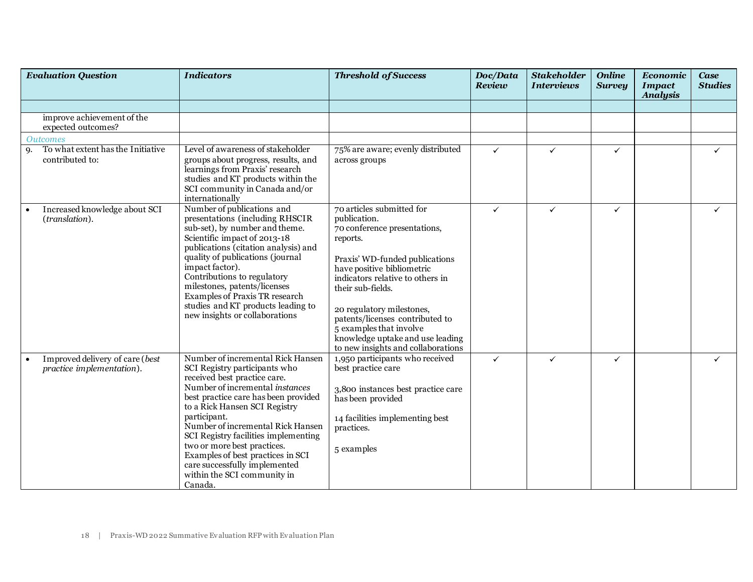| *Evaluation Question* | *Indicators* | *Threshold of Success* | *Doc/Data Review* | *Stakeholder Interviews* | *Online Survey* | *Economic Impact Analysis* | *Case Studies* |
|---|---|---|---|---|---|---|---|
| | | | | | | | |
| improve achievement of the expected outcomes? | | | | | | | |
| *Outcomes* | | | | | | | |
| 9. To what extent has the Initiative contributed to: | Level of awareness of stakeholder groups about progress, results, and learnings from Praxis' research studies and KT products within the SCI community in Canada and/or internationally | 75% are aware; evenly distributed across groups | ✓ | ✓ | ✓ | | ✓ |
| • Increased knowledge about SCI (*translation*). | Number of publications and presentations (including RHSCIR sub-set), by number and theme.<br>Scientific impact of 2013-18 publications (citation analysis) and quality of publications (journal impact factor).<br>Contributions to regulatory milestones, patents/licenses<br>Examples of Praxis TR research studies and KT products leading to new insights or collaborations | 70 articles submitted for publication.<br>70 conference presentations, reports.<br><br>Praxis' WD-funded publications have positive bibliometric indicators relative to others in their sub-fields.<br><br>20 regulatory milestones, patents/licenses contributed to<br>5 examples that involve knowledge uptake and use leading to new insights and collaborations | ✓ | ✓ | ✓ | | ✓ |
| • Improved delivery of care (*best practice implementation*). | Number of incremental Rick Hansen SCI Registry participants who received best practice care.<br>Number of incremental *instances* best practice care has been provided to a Rick Hansen SCI Registry participant.<br>Number of incremental Rick Hansen SCI Registry facilities implementing two or more best practices.<br>Examples of best practices in SCI care successfully implemented within the SCI community in Canada. | 1,950 participants who received best practice care<br><br>3,800 instances best practice care has been provided<br><br>14 facilities implementing best practices.<br><br>5 examples | ✓ | ✓ | ✓ | | ✓ |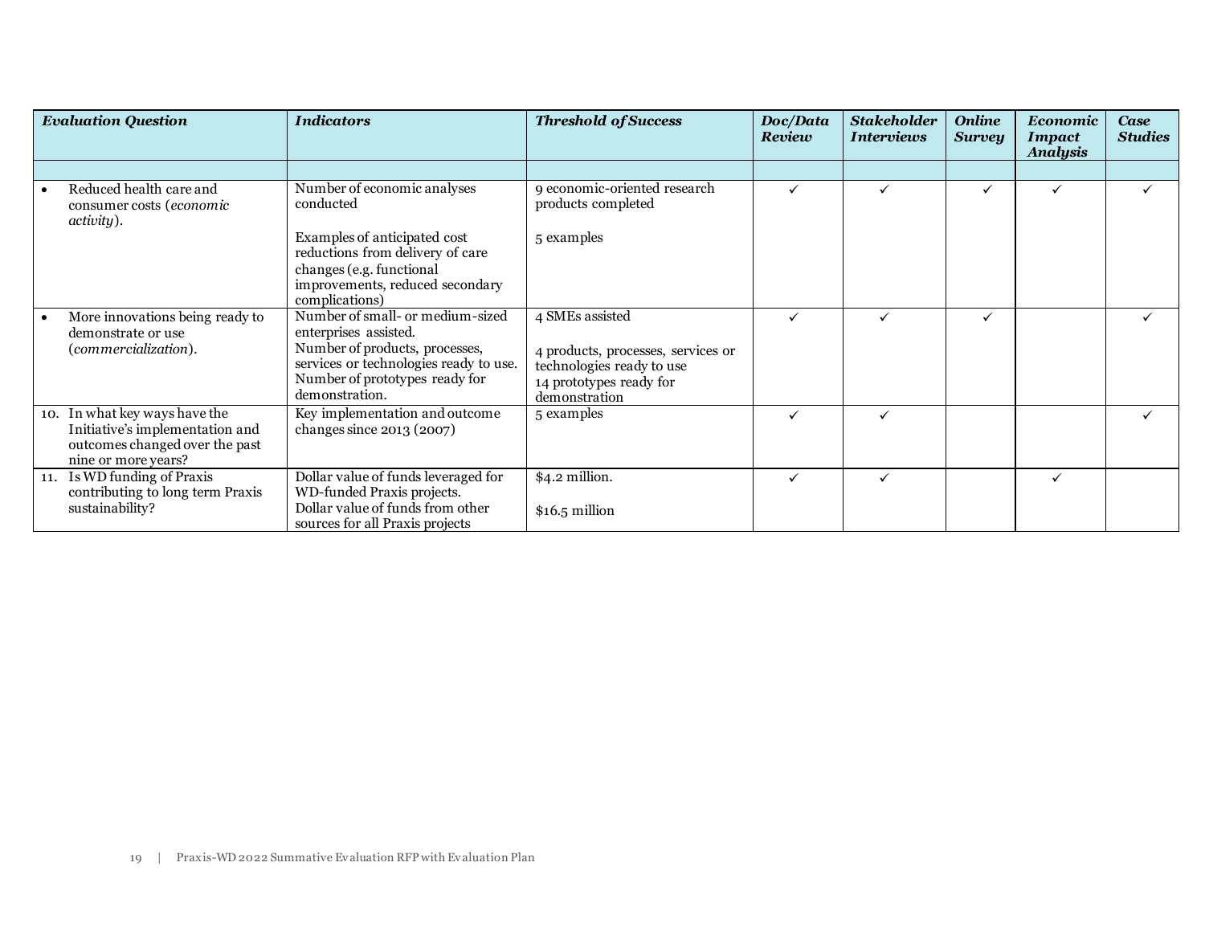| *Evaluation Question* | *Indicators* | *Threshold of Success* | *Doc/Data Review* | *Stakeholder Interviews* | *Online Survey* | *Economic Impact Analysis* | *Case Studies* |
|---|---|---|---|---|---|---|---|
| | | | | | | | |
| • Reduced health care and consumer costs (*economic activity*). | Number of economic analyses conducted<br><br>Examples of anticipated cost reductions from delivery of care changes (e.g. functional improvements, reduced secondary complications) | 9 economic-oriented research products completed<br><br>5 examples | ✓ | ✓ | ✓ | ✓ | ✓ |
| • More innovations being ready to demonstrate or use (*commercialization*). | Number of small- or medium-sized enterprises assisted.<br>Number of products, processes, services or technologies ready to use.<br>Number of prototypes ready for demonstration. | 4 SMEs assisted<br><br>4 products, processes, services or technologies ready to use<br>14 prototypes ready for demonstration | ✓ | ✓ | ✓ | | ✓ |
| 10. In what key ways have the Initiative's implementation and outcomes changed over the past nine or more years? | Key implementation and outcome changes since 2013 (2007) | 5 examples | ✓ | ✓ | | | ✓ |
| 11. Is WD funding of Praxis contributing to long term Praxis sustainability? | Dollar value of funds leveraged for WD-funded Praxis projects.<br>Dollar value of funds from other sources for all Praxis projects | $4.2 million.<br><br>$16.5 million | ✓ | ✓ | | ✓ | |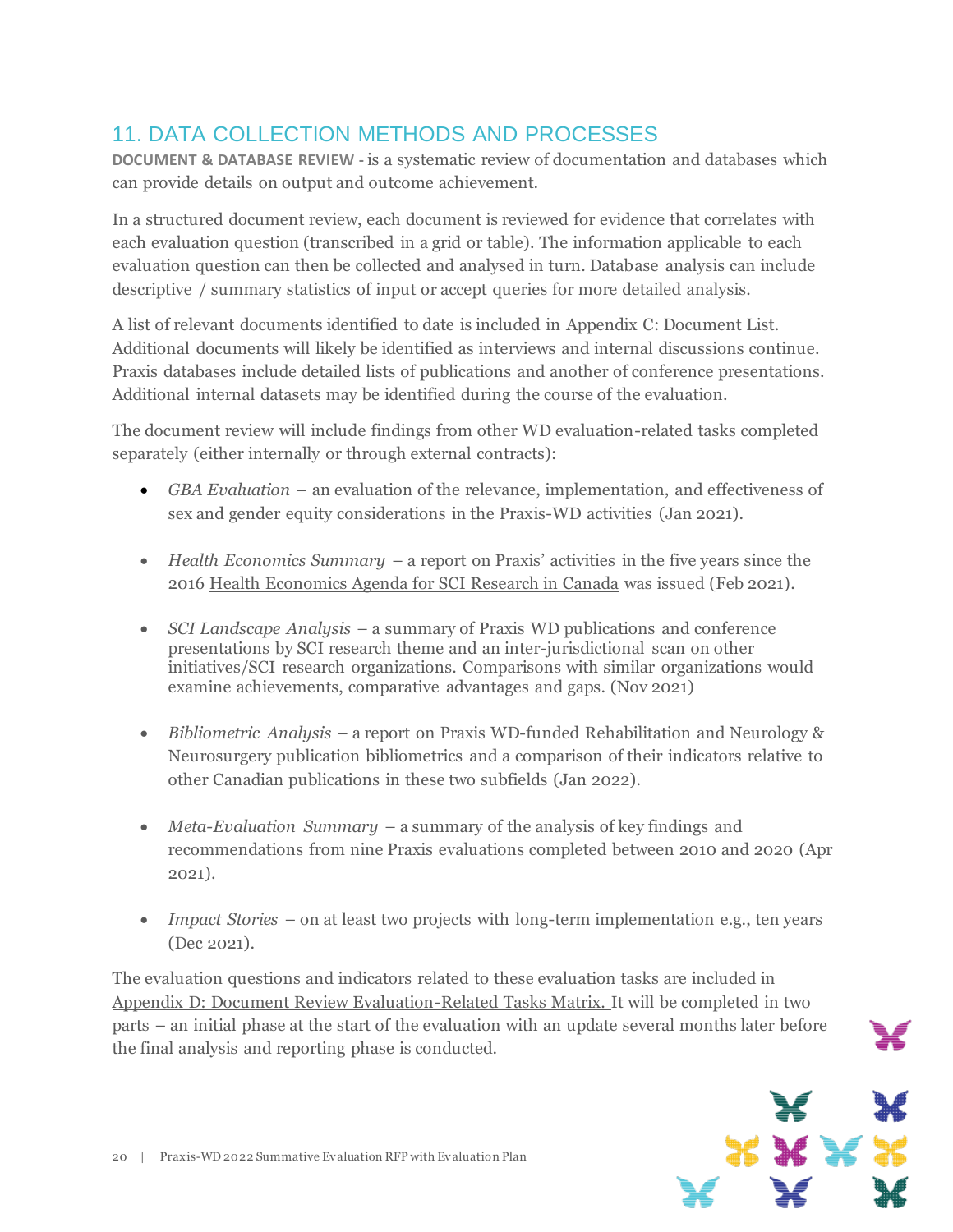## 11. DATA COLLECTION METHODS AND PROCESSES

**DOCUMENT & DATABASE REVIEW** - is a systematic review of documentation and databases which can provide details on output and outcome achievement.

In a structured document review, each document is reviewed for evidence that correlates with each evaluation question (transcribed in a grid or table). The information applicable to each evaluation question can then be collected and analysed in turn. Database analysis can include descriptive / summary statistics of input or accept queries for more detailed analysis.

A list of relevant documents identified to date is included in Appendix C: Document List. Additional documents will likely be identified as interviews and internal discussions continue. Praxis databases include detailed lists of publications and another of conference presentations. Additional internal datasets may be identified during the course of the evaluation.

The document review will include findings from other WD evaluation-related tasks completed separately (either internally or through external contracts):

- *GBA Evaluation* – an evaluation of the relevance, implementation, and effectiveness of sex and gender equity considerations in the Praxis-WD activities (Jan 2021).

- *Health Economics Summary* – a report on Praxis' activities in the five years since the 2016 Health Economics Agenda for SCI Research in Canada was issued (Feb 2021).

- *SCI Landscape Analysis* – a summary of Praxis WD publications and conference presentations by SCI research theme and an inter-jurisdictional scan on other initiatives/SCI research organizations. Comparisons with similar organizations would examine achievements, comparative advantages and gaps. (Nov 2021)

- *Bibliometric Analysis* – a report on Praxis WD-funded Rehabilitation and Neurology & Neurosurgery publication bibliometrics and a comparison of their indicators relative to other Canadian publications in these two subfields (Jan 2022).

- *Meta-Evaluation Summary* – a summary of the analysis of key findings and recommendations from nine Praxis evaluations completed between 2010 and 2020 (Apr 2021).

- *Impact Stories* – on at least two projects with long-term implementation e.g., ten years (Dec 2021).

The evaluation questions and indicators related to these evaluation tasks are included in Appendix D: Document Review Evaluation-Related Tasks Matrix. It will be completed in two parts – an initial phase at the start of the evaluation with an update several months later before the final analysis and reporting phase is conducted.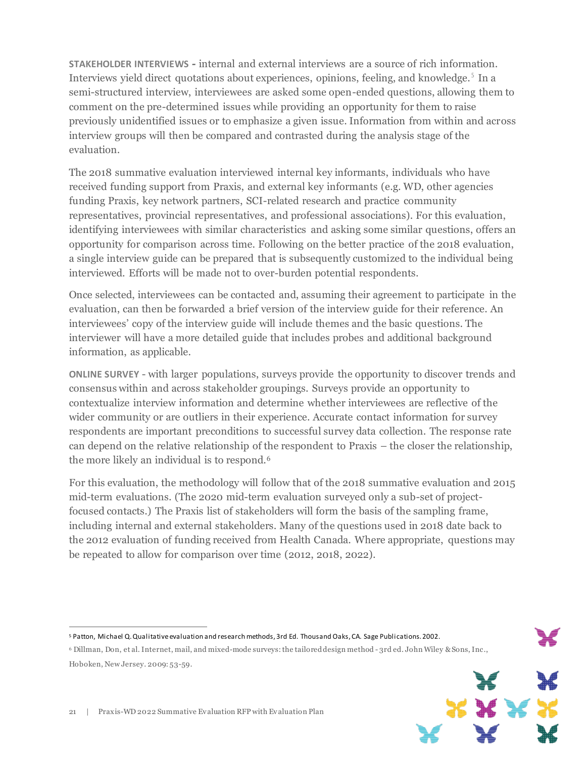**STAKEHOLDER INTERVIEWS -** internal and external interviews are a source of rich information. Interviews yield direct quotations about experiences, opinions, feeling, and knowledge.[5] In a semi-structured interview, interviewees are asked some open-ended questions, allowing them to comment on the pre-determined issues while providing an opportunity for them to raise previously unidentified issues or to emphasize a given issue. Information from within and across interview groups will then be compared and contrasted during the analysis stage of the evaluation.

The 2018 summative evaluation interviewed internal key informants, individuals who have received funding support from Praxis, and external key informants (e.g. WD, other agencies funding Praxis, key network partners, SCI-related research and practice community representatives, provincial representatives, and professional associations). For this evaluation, identifying interviewees with similar characteristics and asking some similar questions, offers an opportunity for comparison across time. Following on the better practice of the 2018 evaluation, a single interview guide can be prepared that is subsequently customized to the individual being interviewed. Efforts will be made not to over-burden potential respondents.

Once selected, interviewees can be contacted and, assuming their agreement to participate in the evaluation, can then be forwarded a brief version of the interview guide for their reference. An interviewees' copy of the interview guide will include themes and the basic questions. The interviewer will have a more detailed guide that includes probes and additional background information, as applicable.

**ONLINE SURVEY** - with larger populations, surveys provide the opportunity to discover trends and consensus within and across stakeholder groupings. Surveys provide an opportunity to contextualize interview information and determine whether interviewees are reflective of the wider community or are outliers in their experience. Accurate contact information for survey respondents are important preconditions to successful survey data collection. The response rate can depend on the relative relationship of the respondent to Praxis – the closer the relationship, the more likely an individual is to respond.[6]

For this evaluation, the methodology will follow that of the 2018 summative evaluation and 2015 mid-term evaluations. (The 2020 mid-term evaluation surveyed only a sub-set of project-focused contacts.) The Praxis list of stakeholders will form the basis of the sampling frame, including internal and external stakeholders. Many of the questions used in 2018 date back to the 2012 evaluation of funding received from Health Canada. Where appropriate, questions may be repeated to allow for comparison over time (2012, 2018, 2022).

---

[5] Patton, Michael Q. Qualitative evaluation and research methods, 3rd Ed. Thousand Oaks, CA. Sage Publications. 2002.

[6] Dillman, Don, et al. Internet, mail, and mixed-mode surveys: the tailored design method - 3rd ed. John Wiley & Sons, Inc., Hoboken, New Jersey. 2009: 53-59.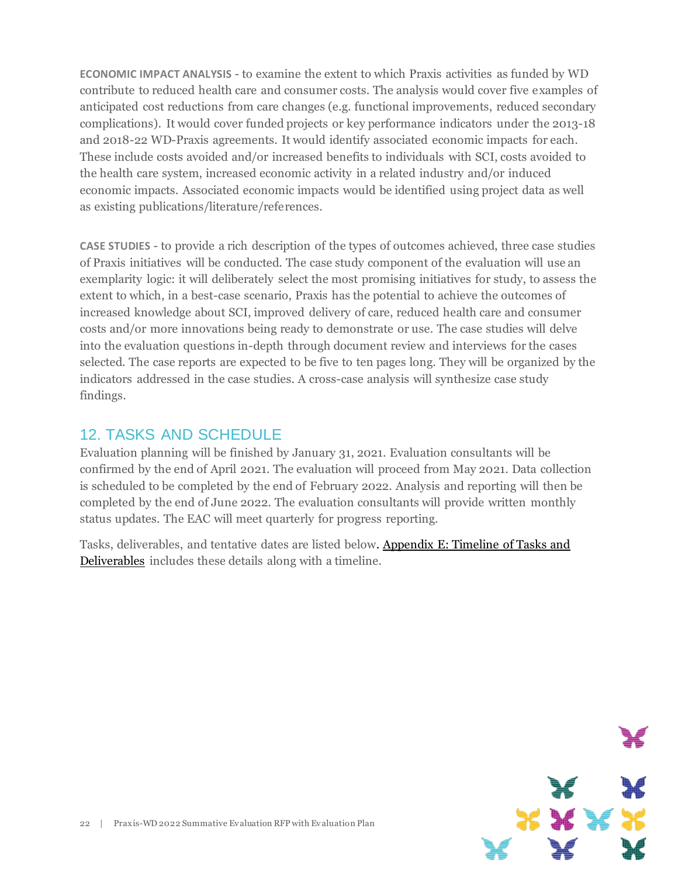**ECONOMIC IMPACT ANALYSIS** - to examine the extent to which Praxis activities as funded by WD contribute to reduced health care and consumer costs. The analysis would cover five examples of anticipated cost reductions from care changes (e.g. functional improvements, reduced secondary complications). It would cover funded projects or key performance indicators under the 2013-18 and 2018-22 WD-Praxis agreements. It would identify associated economic impacts for each. These include costs avoided and/or increased benefits to individuals with SCI, costs avoided to the health care system, increased economic activity in a related industry and/or induced economic impacts. Associated economic impacts would be identified using project data as well as existing publications/literature/references.

**CASE STUDIES** - to provide a rich description of the types of outcomes achieved, three case studies of Praxis initiatives will be conducted. The case study component of the evaluation will use an exemplarity logic: it will deliberately select the most promising initiatives for study, to assess the extent to which, in a best-case scenario, Praxis has the potential to achieve the outcomes of increased knowledge about SCI, improved delivery of care, reduced health care and consumer costs and/or more innovations being ready to demonstrate or use. The case studies will delve into the evaluation questions in-depth through document review and interviews for the cases selected. The case reports are expected to be five to ten pages long. They will be organized by the indicators addressed in the case studies. A cross-case analysis will synthesize case study findings.

## 12. TASKS AND SCHEDULE

Evaluation planning will be finished by January 31, 2021. Evaluation consultants will be confirmed by the end of April 2021. The evaluation will proceed from May 2021. Data collection is scheduled to be completed by the end of February 2022. Analysis and reporting will then be completed by the end of June 2022. The evaluation consultants will provide written monthly status updates. The EAC will meet quarterly for progress reporting.

Tasks, deliverables, and tentative dates are listed below. Appendix E: Timeline of Tasks and Deliverables includes these details along with a timeline.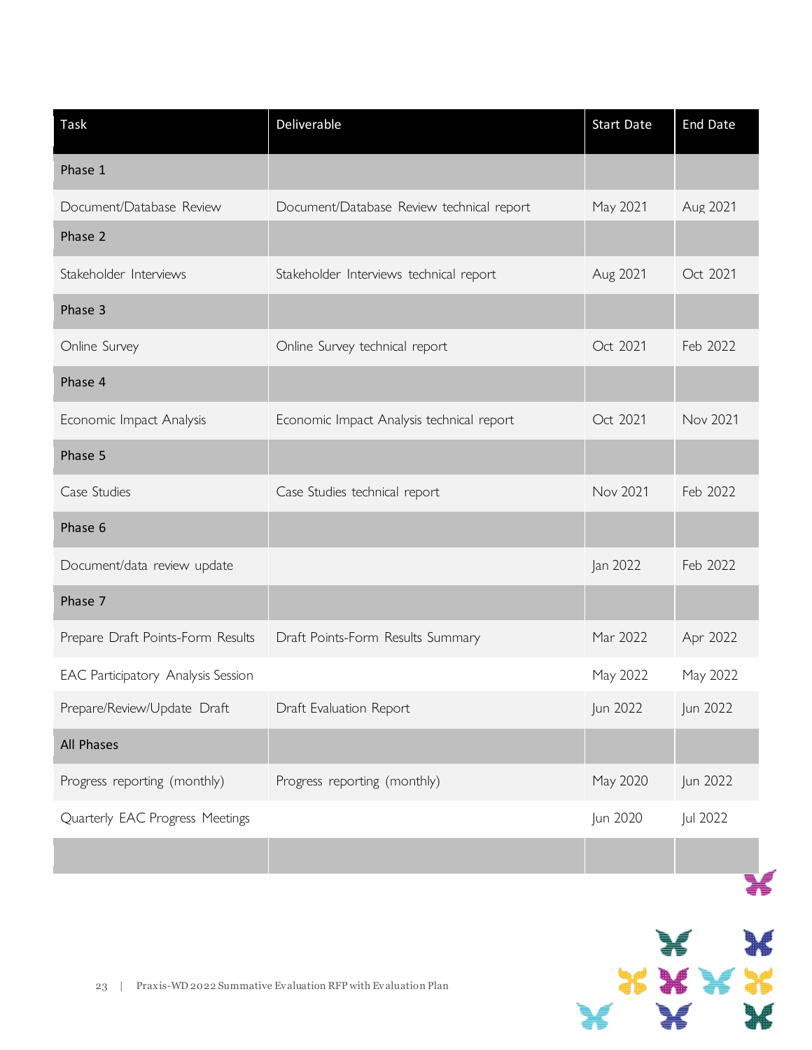| Task | Deliverable | Start Date | End Date |
|---|---|---|---|
| Phase 1 | | | |
| Document/Database Review | Document/Database Review technical report | May 2021 | Aug 2021 |
| Phase 2 | | | |
| Stakeholder Interviews | Stakeholder Interviews technical report | Aug 2021 | Oct 2021 |
| Phase 3 | | | |
| Online Survey | Online Survey technical report | Oct 2021 | Feb 2022 |
| Phase 4 | | | |
| Economic Impact Analysis | Economic Impact Analysis technical report | Oct 2021 | Nov 2021 |
| Phase 5 | | | |
| Case Studies | Case Studies technical report | Nov 2021 | Feb 2022 |
| Phase 6 | | | |
| Document/data review update | | Jan 2022 | Feb 2022 |
| Phase 7 | | | |
| Prepare Draft Points-Form Results | Draft Points-Form Results Summary | Mar 2022 | Apr 2022 |
| EAC Participatory Analysis Session | | May 2022 | May 2022 |
| Prepare/Review/Update Draft | Draft Evaluation Report | Jun 2022 | Jun 2022 |
| All Phases | | | |
| Progress reporting (monthly) | Progress reporting (monthly) | May 2020 | Jun 2022 |
| Quarterly EAC Progress Meetings | | Jun 2020 | Jul 2022 |
| | | | |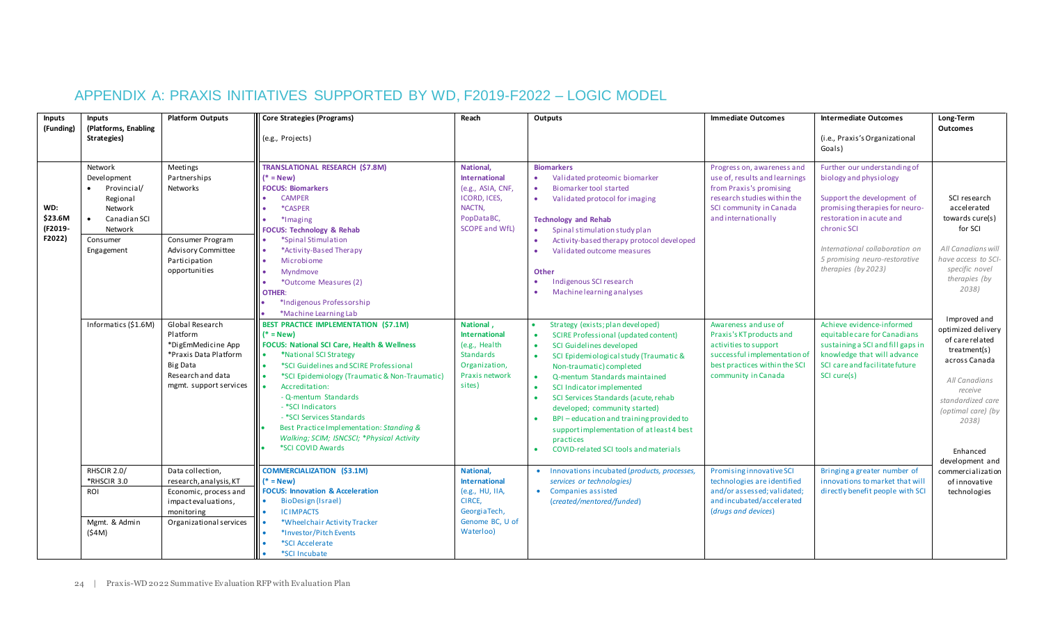## APPENDIX A: PRAXIS INITIATIVES SUPPORTED BY WD, F2019-F2022 – LOGIC MODEL

| Inputs (Funding) | Inputs (Platforms, Enabling Strategies) | Platform Outputs | Core Strategies (Programs) (e.g., Projects) | Reach | Outputs | Immediate Outcomes | Intermediate Outcomes (i.e., Praxis's Organizational Goals) | Long-Term Outcomes |
|---|---|---|---|---|---|---|---|---|
| WD: $23.6M (F2019-F2022) | Network Development<br>• Provincial/ Regional Network<br>• Canadian SCI Network<br><br>Consumer Engagement | Meetings<br>Partnerships<br>Networks<br><br>Consumer Program<br>Advisory Committee<br>Participation opportunities | **TRANSLATIONAL RESEARCH ($7.8M)**<br>**(* = New)**<br>**FOCUS: Biomarkers**<br>• CAMPER<br>• *CASPER<br>• *Imaging<br>**FOCUS: Technology & Rehab**<br>• *Spinal Stimulation<br>• *Activity-Based Therapy<br>• Microbiome<br>• Myndmove<br>• *Outcome Measures (2)<br>**OTHER:**<br>• *Indigenous Professorship<br>• *Machine Learning Lab | **National, International** (e.g., ASIA, CNF, ICORD, ICES, NACTN, PopDataBC, SCOPE and WfL) | **Biomarkers**<br>• Validated proteomic biomarker<br>• Biomarker tool started<br>• Validated protocol for imaging<br><br>**Technology and Rehab**<br>• Spinal stimulation study plan<br>• Activity-based therapy protocol developed<br>• Validated outcome measures<br><br>**Other**<br>• Indigenous SCI research<br>• Machine learning analyses | Progress on, awareness and use of, results and learnings from Praxis's promising research studies within the SCI community in Canada and internationally | Further our understanding of biology and physiology<br><br>Support the development of promising therapies for neuro-restoration in acute and chronic SCI<br><br>*International collaboration on 5 promising neuro-restorative therapies (by 2023)* | SCI research accelerated towards cure(s) for SCI<br><br>*All Canadians will have access to SCI-specific novel therapies (by 2038)* |
| | Informatics ($1.6M) | Global Research Platform<br>*DigEmMedicine App<br>*Praxis Data Platform<br>Big Data<br>Research and data mgmt. support services | **BEST PRACTICE IMPLEMENTATION ($7.1M)**<br>**(* = New)**<br>**FOCUS: National SCI Care, Health & Wellness**<br>• *National SCI Strategy<br>• *SCI Guidelines and SCIRE Professional<br>• *SCI Epidemiology (Traumatic & Non-Traumatic)<br>• Accreditation:<br>- Q-mentum Standards<br>- *SCI Indicators<br>- *SCI Services Standards<br>• Best Practice Implementation: *Standing & Walking; SCIM; ISNCSCI; *Physical Activity*<br>• *SCI COVID Awards | **National, International** (e.g., Health Standards Organization, Praxis network sites) | • Strategy (exists; plan developed)<br>• SCIRE Professional (updated content)<br>• SCI Guidelines developed<br>• SCI Epidemiological study (Traumatic & Non-traumatic) completed<br>• Q-mentum Standards maintained<br>• SCI Indicator implemented<br>• SCI Services Standards (acute, rehab developed; community started)<br>• BPI – education and training provided to support implementation of at least 4 best practices<br>• COVID-related SCI tools and materials | Awareness and use of Praxis's KT products and activities to support successful implementation of best practices within the SCI community in Canada | Achieve evidence-informed equitable care for Canadians sustaining a SCI and fill gaps in knowledge that will advance SCI care and facilitate future SCI cure(s) | Improved and optimized delivery of care related treatment(s) across Canada<br><br>*All Canadians receive standardized care (optimal care) (by 2038)* |
| | RHSCIR 2.0/ *RHSCIR 3.0<br><br>ROI<br><br>Mgmt. & Admin ($4M) | Data collection, research, analysis, KT<br><br>Economic, process and impact evaluations, monitoring<br><br>Organizational services | **COMMERCIALIZATION ($3.1M)**<br>**(* = New)**<br>**FOCUS: Innovation & Acceleration**<br>• BioDesign (Israel)<br>• IC IMPACTS<br>• *Wheelchair Activity Tracker<br>• *Investor/Pitch Events<br>• *SCI Accelerate<br>• *SCI Incubate | **National, International** (e.g., HU, IIA, CIRCE, GeorgiaTech, Genome BC, U of Waterloo) | • Innovations incubated (*products, processes, services or technologies*)<br>• Companies assisted (*created/mentored/funded*) | Promising innovative SCI technologies are identified and/or assessed; validated; and incubated/accelerated (*drugs and devices*) | Bringing a greater number of innovations to market that will directly benefit people with SCI | Enhanced development and commercialization of innovative technologies |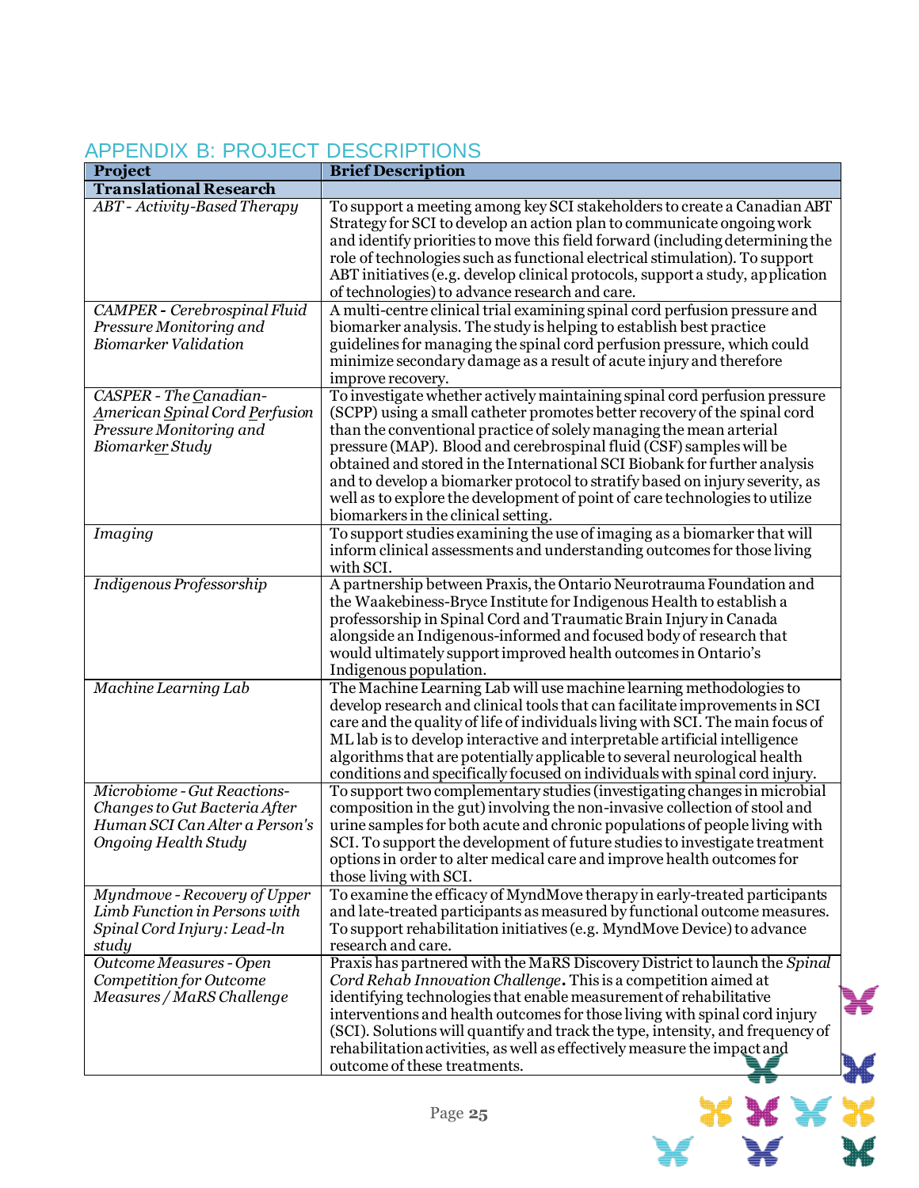## APPENDIX B: PROJECT DESCRIPTIONS

| **Project** | **Brief Description** |
|---|---|
| **Translational Research** | |
| *ABT - Activity-Based Therapy* | To support a meeting among key SCI stakeholders to create a Canadian ABT Strategy for SCI to develop an action plan to communicate ongoing work and identify priorities to move this field forward (including determining the role of technologies such as functional electrical stimulation). To support ABT initiatives (e.g. develop clinical protocols, support a study, application of technologies) to advance research and care. |
| *CAMPER - Cerebrospinal Fluid Pressure Monitoring and Biomarker Validation* | A multi-centre clinical trial examining spinal cord perfusion pressure and biomarker analysis. The study is helping to establish best practice guidelines for managing the spinal cord perfusion pressure, which could minimize secondary damage as a result of acute injury and therefore improve recovery. |
| *CASPER - The Canadian-American Spinal Cord Perfusion Pressure Monitoring and Biomarker Study* | To investigate whether actively maintaining spinal cord perfusion pressure (SCPP) using a small catheter promotes better recovery of the spinal cord than the conventional practice of solely managing the mean arterial pressure (MAP). Blood and cerebrospinal fluid (CSF) samples will be obtained and stored in the International SCI Biobank for further analysis and to develop a biomarker protocol to stratify based on injury severity, as well as to explore the development of point of care technologies to utilize biomarkers in the clinical setting. |
| *Imaging* | To support studies examining the use of imaging as a biomarker that will inform clinical assessments and understanding outcomes for those living with SCI. |
| *Indigenous Professorship* | A partnership between Praxis, the Ontario Neurotrauma Foundation and the Waakebiness-Bryce Institute for Indigenous Health to establish a professorship in Spinal Cord and Traumatic Brain Injury in Canada alongside an Indigenous-informed and focused body of research that would ultimately support improved health outcomes in Ontario's Indigenous population. |
| *Machine Learning Lab* | The Machine Learning Lab will use machine learning methodologies to develop research and clinical tools that can facilitate improvements in SCI care and the quality of life of individuals living with SCI. The main focus of ML lab is to develop interactive and interpretable artificial intelligence algorithms that are potentially applicable to several neurological health conditions and specifically focused on individuals with spinal cord injury. |
| *Microbiome - Gut Reactions-Changes to Gut Bacteria After Human SCI Can Alter a Person's Ongoing Health Study* | To support two complementary studies (investigating changes in microbial composition in the gut) involving the non-invasive collection of stool and urine samples for both acute and chronic populations of people living with SCI. To support the development of future studies to investigate treatment options in order to alter medical care and improve health outcomes for those living with SCI. |
| *Myndmove - Recovery of Upper Limb Function in Persons with Spinal Cord Injury: Lead-In study* | To examine the efficacy of MyndMove therapy in early-treated participants and late-treated participants as measured by functional outcome measures. To support rehabilitation initiatives (e.g. MyndMove Device) to advance research and care. |
| *Outcome Measures - Open Competition for Outcome Measures / MaRS Challenge* | Praxis has partnered with the MaRS Discovery District to launch the *Spinal Cord Rehab Innovation Challenge*. This is a competition aimed at identifying technologies that enable measurement of rehabilitative interventions and health outcomes for those living with spinal cord injury (SCI). Solutions will quantify and track the type, intensity, and frequency of rehabilitation activities, as well as effectively measure the impact and outcome of these treatments. |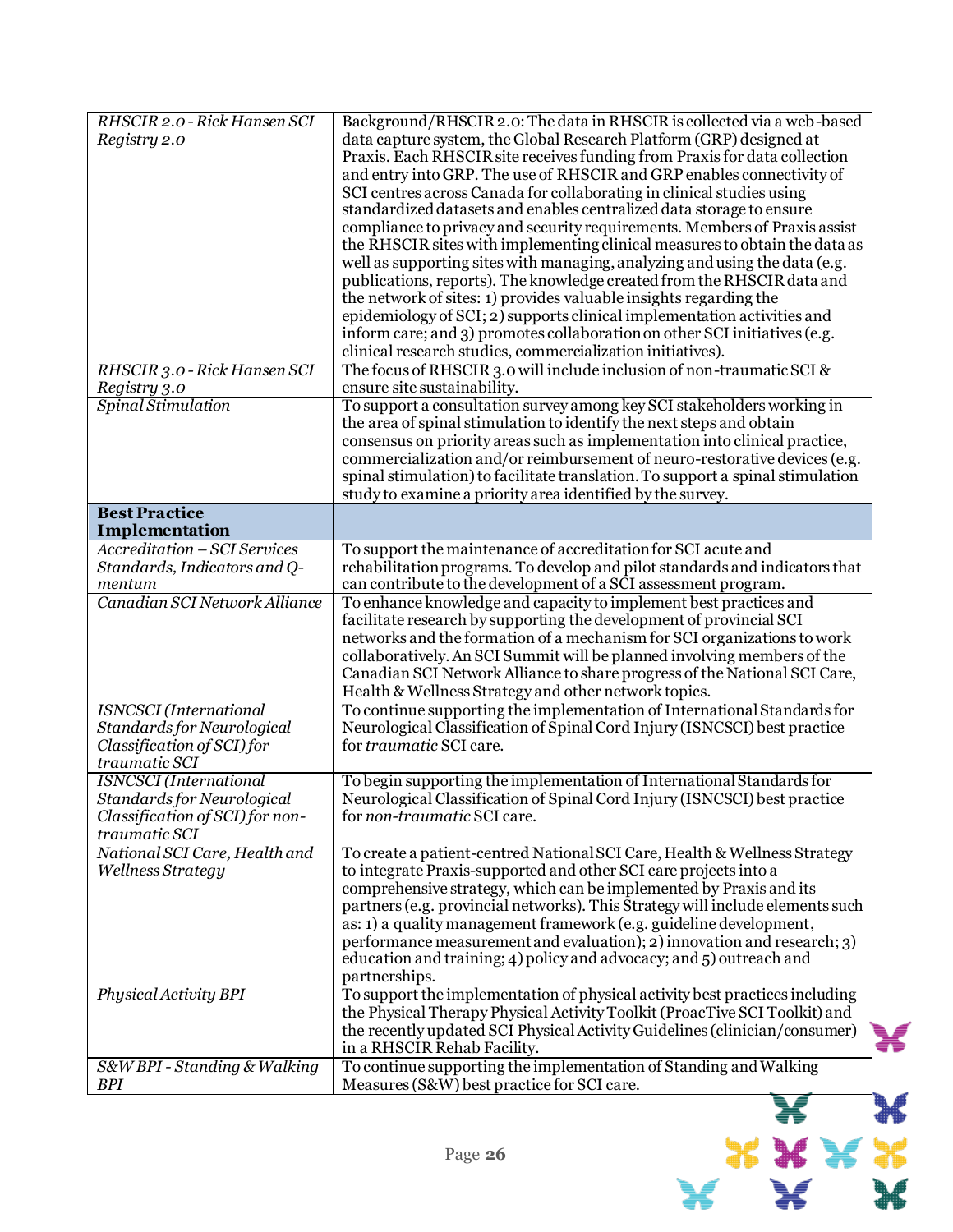| | |
|---|---|
| *RHSCIR 2.0 - Rick Hansen SCI Registry 2.0* | Background/RHSCIR 2.0: The data in RHSCIR is collected via a web-based data capture system, the Global Research Platform (GRP) designed at Praxis. Each RHSCIR site receives funding from Praxis for data collection and entry into GRP. The use of RHSCIR and GRP enables connectivity of SCI centres across Canada for collaborating in clinical studies using standardized datasets and enables centralized data storage to ensure compliance to privacy and security requirements. Members of Praxis assist the RHSCIR sites with implementing clinical measures to obtain the data as well as supporting sites with managing, analyzing and using the data (e.g. publications, reports). The knowledge created from the RHSCIR data and the network of sites: 1) provides valuable insights regarding the epidemiology of SCI; 2) supports clinical implementation activities and inform care; and 3) promotes collaboration on other SCI initiatives (e.g. clinical research studies, commercialization initiatives). |
| *RHSCIR 3.0 - Rick Hansen SCI Registry 3.0* | The focus of RHSCIR 3.0 will include inclusion of non-traumatic SCI & ensure site sustainability. |
| *Spinal Stimulation* | To support a consultation survey among key SCI stakeholders working in the area of spinal stimulation to identify the next steps and obtain consensus on priority areas such as implementation into clinical practice, commercialization and/or reimbursement of neuro-restorative devices (e.g. spinal stimulation) to facilitate translation. To support a spinal stimulation study to examine a priority area identified by the survey. |
| **Best Practice Implementation** | |
| *Accreditation – SCI Services Standards, Indicators and Q-mentum* | To support the maintenance of accreditation for SCI acute and rehabilitation programs. To develop and pilot standards and indicators that can contribute to the development of a SCI assessment program. |
| *Canadian SCI Network Alliance* | To enhance knowledge and capacity to implement best practices and facilitate research by supporting the development of provincial SCI networks and the formation of a mechanism for SCI organizations to work collaboratively. An SCI Summit will be planned involving members of the Canadian SCI Network Alliance to share progress of the National SCI Care, Health & Wellness Strategy and other network topics. |
| *ISNCSCI (International Standards for Neurological Classification of SCI) for traumatic SCI* | To continue supporting the implementation of International Standards for Neurological Classification of Spinal Cord Injury (ISNCSCI) best practice for *traumatic* SCI care. |
| *ISNCSCI (International Standards for Neurological Classification of SCI) for non-traumatic SCI* | To begin supporting the implementation of International Standards for Neurological Classification of Spinal Cord Injury (ISNCSCI) best practice for *non-traumatic* SCI care. |
| *National SCI Care, Health and Wellness Strategy* | To create a patient-centred National SCI Care, Health & Wellness Strategy to integrate Praxis-supported and other SCI care projects into a comprehensive strategy, which can be implemented by Praxis and its partners (e.g. provincial networks). This Strategy will include elements such as: 1) a quality management framework (e.g. guideline development, performance measurement and evaluation); 2) innovation and research; 3) education and training; 4) policy and advocacy; and 5) outreach and partnerships. |
| *Physical Activity BPI* | To support the implementation of physical activity best practices including the Physical Therapy Physical Activity Toolkit (ProacTive SCI Toolkit) and the recently updated SCI Physical Activity Guidelines (clinician/consumer) in a RHSCIR Rehab Facility. |
| *S&W BPI - Standing & Walking BPI* | To continue supporting the implementation of Standing and Walking Measures (S&W) best practice for SCI care. |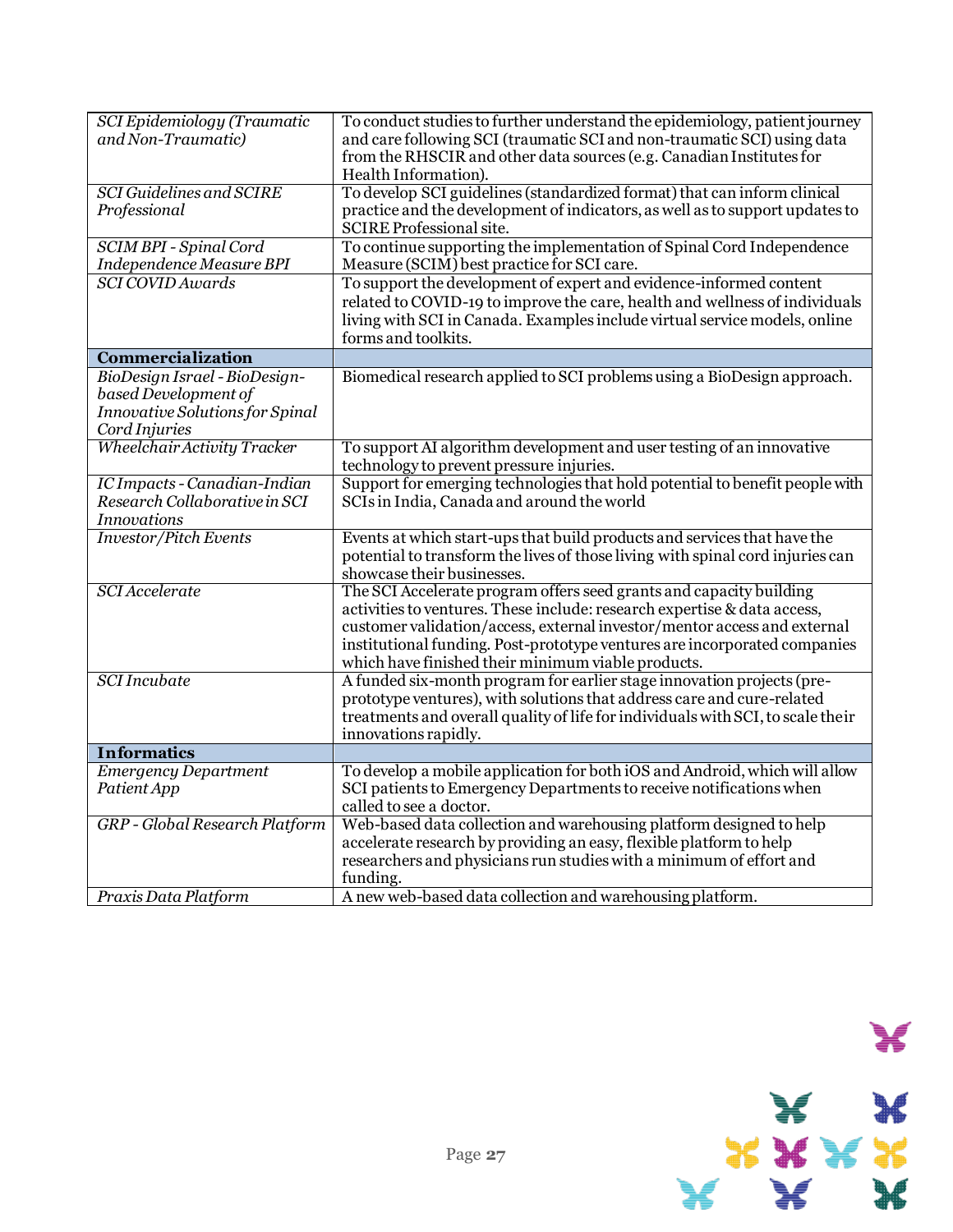| | |
|---|---|
| *SCI Epidemiology (Traumatic and Non-Traumatic)* | To conduct studies to further understand the epidemiology, patient journey and care following SCI (traumatic SCI and non-traumatic SCI) using data from the RHSCIR and other data sources (e.g. Canadian Institutes for Health Information). |
| *SCI Guidelines and SCIRE Professional* | To develop SCI guidelines (standardized format) that can inform clinical practice and the development of indicators, as well as to support updates to SCIRE Professional site. |
| *SCIM BPI - Spinal Cord Independence Measure BPI* | To continue supporting the implementation of Spinal Cord Independence Measure (SCIM) best practice for SCI care. |
| *SCI COVID Awards* | To support the development of expert and evidence-informed content related to COVID-19 to improve the care, health and wellness of individuals living with SCI in Canada. Examples include virtual service models, online forms and toolkits. |
| **Commercialization** | |
| *BioDesign Israel - BioDesign-based Development of Innovative Solutions for Spinal Cord Injuries* | Biomedical research applied to SCI problems using a BioDesign approach. |
| *Wheelchair Activity Tracker* | To support AI algorithm development and user testing of an innovative technology to prevent pressure injuries. |
| *IC Impacts - Canadian-Indian Research Collaborative in SCI Innovations* | Support for emerging technologies that hold potential to benefit people with SCIs in India, Canada and around the world |
| *Investor/Pitch Events* | Events at which start-ups that build products and services that have the potential to transform the lives of those living with spinal cord injuries can showcase their businesses. |
| *SCI Accelerate* | The SCI Accelerate program offers seed grants and capacity building activities to ventures. These include: research expertise & data access, customer validation/access, external investor/mentor access and external institutional funding. Post-prototype ventures are incorporated companies which have finished their minimum viable products. |
| *SCI Incubate* | A funded six-month program for earlier stage innovation projects (pre-prototype ventures), with solutions that address care and cure-related treatments and overall quality of life for individuals with SCI, to scale their innovations rapidly. |
| **Informatics** | |
| *Emergency Department Patient App* | To develop a mobile application for both iOS and Android, which will allow SCI patients to Emergency Departments to receive notifications when called to see a doctor. |
| *GRP - Global Research Platform* | Web-based data collection and warehousing platform designed to help accelerate research by providing an easy, flexible platform to help researchers and physicians run studies with a minimum of effort and funding. |
| *Praxis Data Platform* | A new web-based data collection and warehousing platform. |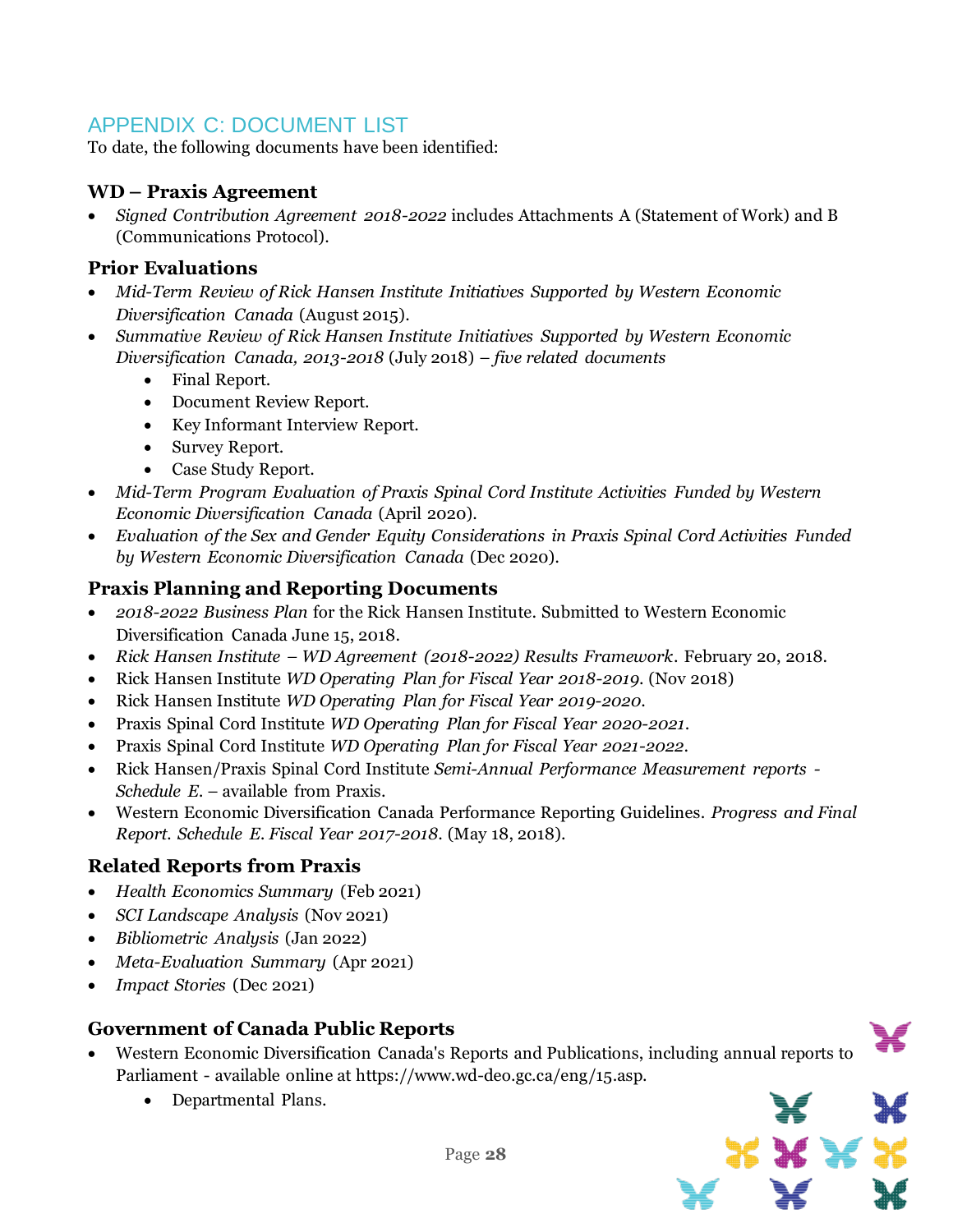## APPENDIX C: DOCUMENT LIST

To date, the following documents have been identified:

### WD – Praxis Agreement

- *Signed Contribution Agreement 2018-2022* includes Attachments A (Statement of Work) and B (Communications Protocol).

### Prior Evaluations

- *Mid-Term Review of Rick Hansen Institute Initiatives Supported by Western Economic Diversification Canada* (August 2015).
- *Summative Review of Rick Hansen Institute Initiatives Supported by Western Economic Diversification Canada, 2013-2018* (July 2018) – *five related documents*
  - Final Report.
  - Document Review Report.
  - Key Informant Interview Report.
  - Survey Report.
  - Case Study Report.
- *Mid-Term Program Evaluation of Praxis Spinal Cord Institute Activities Funded by Western Economic Diversification Canada* (April 2020).
- *Evaluation of the Sex and Gender Equity Considerations in Praxis Spinal Cord Activities Funded by Western Economic Diversification Canada* (Dec 2020).

### Praxis Planning and Reporting Documents

- *2018-2022 Business Plan* for the Rick Hansen Institute. Submitted to Western Economic Diversification Canada June 15, 2018.
- *Rick Hansen Institute – WD Agreement (2018-2022) Results Framework*. February 20, 2018.
- Rick Hansen Institute *WD Operating Plan for Fiscal Year 2018-2019*. (Nov 2018)
- Rick Hansen Institute *WD Operating Plan for Fiscal Year 2019-2020*.
- Praxis Spinal Cord Institute *WD Operating Plan for Fiscal Year 2020-2021*.
- Praxis Spinal Cord Institute *WD Operating Plan for Fiscal Year 2021-2022*.
- Rick Hansen/Praxis Spinal Cord Institute *Semi-Annual Performance Measurement reports - Schedule E*. – available from Praxis.
- Western Economic Diversification Canada Performance Reporting Guidelines. *Progress and Final Report. Schedule E. Fiscal Year 2017-2018*. (May 18, 2018).

### Related Reports from Praxis

- *Health Economics Summary* (Feb 2021)
- *SCI Landscape Analysis* (Nov 2021)
- *Bibliometric Analysis* (Jan 2022)
- *Meta-Evaluation Summary* (Apr 2021)
- *Impact Stories* (Dec 2021)

### Government of Canada Public Reports

- Western Economic Diversification Canada's Reports and Publications, including annual reports to Parliament - available online at https://www.wd-deo.gc.ca/eng/15.asp.
  - Departmental Plans.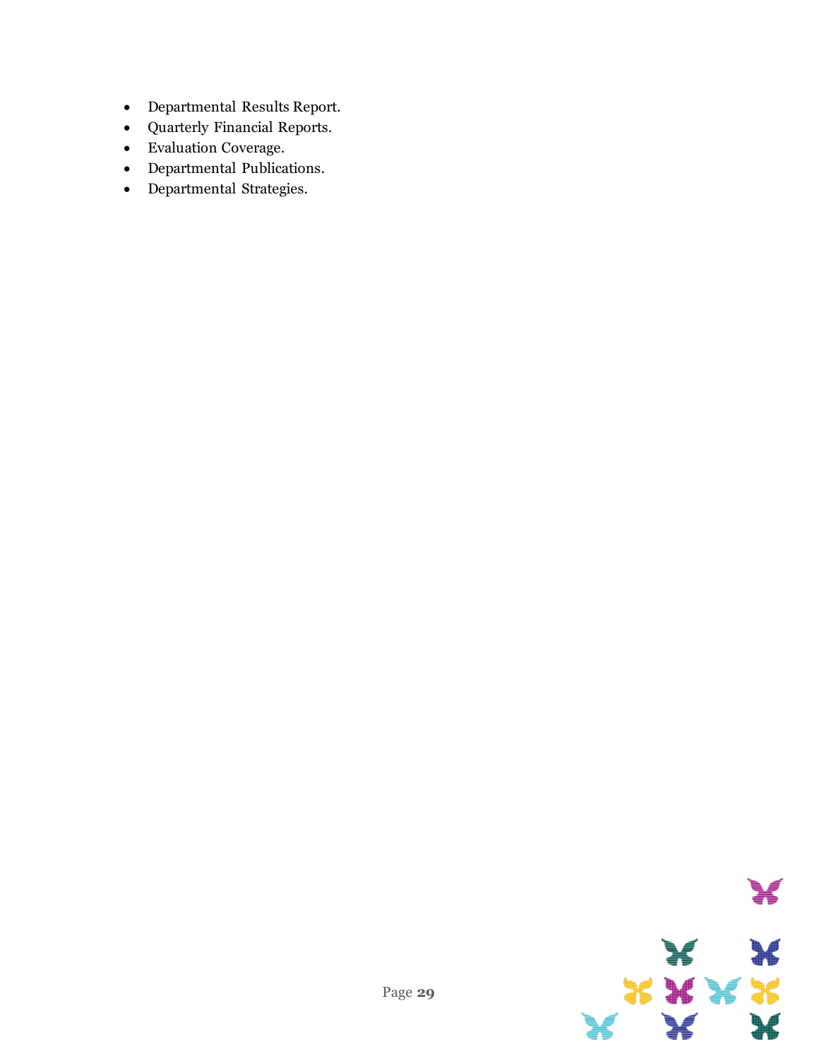- Departmental Results Report.
- Quarterly Financial Reports.
- Evaluation Coverage.
- Departmental Publications.
- Departmental Strategies.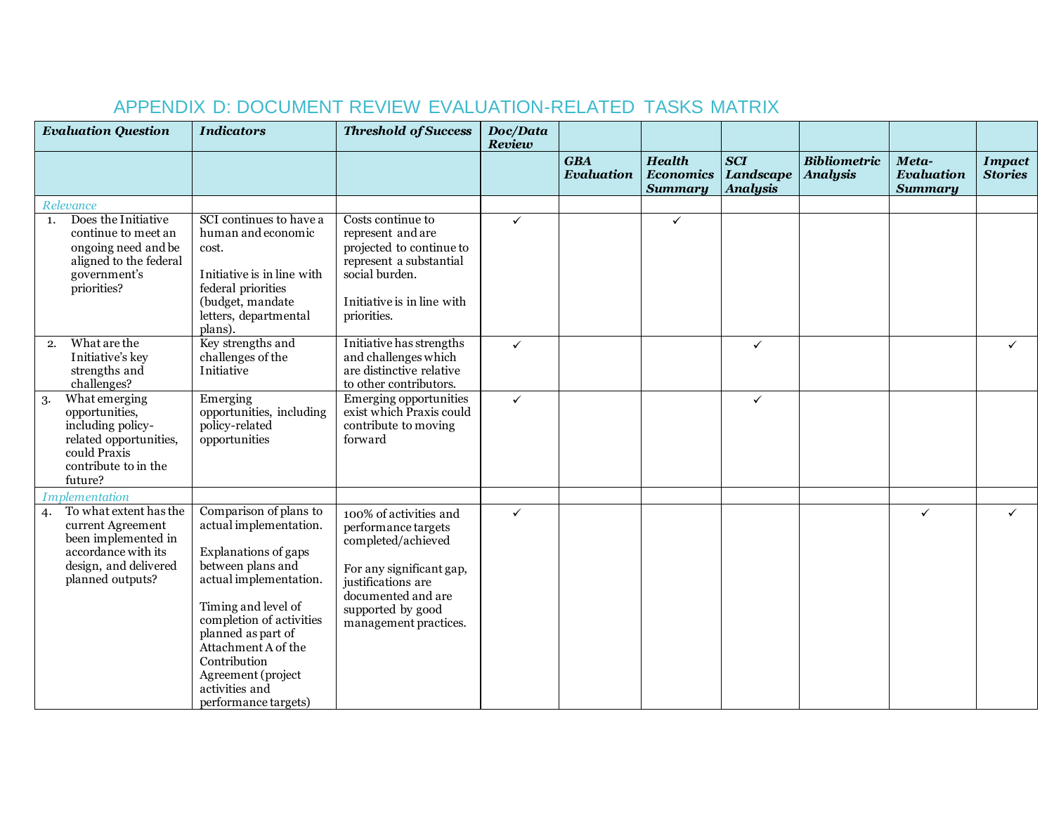# APPENDIX D: DOCUMENT REVIEW EVALUATION-RELATED TASKS MATRIX

| *Evaluation Question* | *Indicators* | *Threshold of Success* | *Doc/Data Review* | | | | | | |
|---|---|---|---|---|---|---|---|---|---|
| | | | | *GBA Evaluation* | *Health Economics Summary* | *SCI Landscape Analysis* | *Bibliometric Analysis* | *Meta-Evaluation Summary* | *Impact Stories* |
| *Relevance* | | | | | | | | | |
| 1. Does the Initiative continue to meet an ongoing need and be aligned to the federal government's priorities? | SCI continues to have a human and economic cost.<br><br>Initiative is in line with federal priorities (budget, mandate letters, departmental plans). | Costs continue to represent and are projected to continue to represent a substantial social burden.<br><br>Initiative is in line with priorities. | ✓ | | ✓ | | | | |
| 2. What are the Initiative's key strengths and challenges? | Key strengths and challenges of the Initiative | Initiative has strengths and challenges which are distinctive relative to other contributors. | ✓ | | | ✓ | | | ✓ |
| 3. What emerging opportunities, including policy-related opportunities, could Praxis contribute to in the future? | Emerging opportunities, including policy-related opportunities | Emerging opportunities exist which Praxis could contribute to moving forward | ✓ | | | ✓ | | | |
| *Implementation* | | | | | | | | | |
| 4. To what extent has the current Agreement been implemented in accordance with its design, and delivered planned outputs? | Comparison of plans to actual implementation.<br><br>Explanations of gaps between plans and actual implementation.<br><br>Timing and level of completion of activities planned as part of Attachment A of the Contribution Agreement (project activities and performance targets) | 100% of activities and performance targets completed/achieved<br><br>For any significant gap, justifications are documented and are supported by good management practices. | ✓ | | | | | ✓ | ✓ |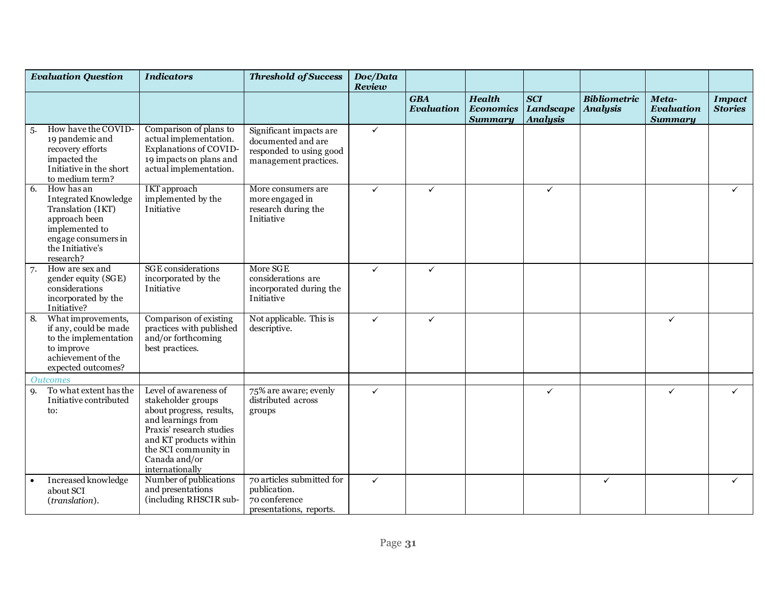| Evaluation Question | Indicators | Threshold of Success | Doc/Data Review | | | | | | |
|---|---|---|---|---|---|---|---|---|---|
| | | | | GBA Evaluation | Health Economics Summary | SCI Landscape Analysis | Bibliometric Analysis | Meta-Evaluation Summary | Impact Stories |
| 5. How have the COVID-19 pandemic and recovery efforts impacted the Initiative in the short to medium term? | Comparison of plans to actual implementation. Explanations of COVID-19 impacts on plans and actual implementation. | Significant impacts are documented and are responded to using good management practices. | ✓ | | | | | | |
| 6. How has an Integrated Knowledge Translation (IKT) approach been implemented to engage consumers in the Initiative's research? | IKT approach implemented by the Initiative | More consumers are more engaged in research during the Initiative | ✓ | ✓ | | ✓ | | | ✓ |
| 7. How are sex and gender equity (SGE) considerations incorporated by the Initiative? | SGE considerations incorporated by the Initiative | More SGE considerations are incorporated during the Initiative | ✓ | ✓ | | | | | |
| 8. What improvements, if any, could be made to the implementation to improve achievement of the expected outcomes? | Comparison of existing practices with published and/or forthcoming best practices. | Not applicable. This is descriptive. | ✓ | ✓ | | | | ✓ | |
| *Outcomes* | | | | | | | | | |
| 9. To what extent has the Initiative contributed to: | Level of awareness of stakeholder groups about progress, results, and learnings from Praxis' research studies and KT products within the SCI community in Canada and/or internationally | 75% are aware; evenly distributed across groups | ✓ | | | ✓ | | ✓ | ✓ |
| • Increased knowledge about SCI (*translation*). | Number of publications and presentations (including RHSCIR sub- | 70 articles submitted for publication. 70 conference presentations, reports. | ✓ | | | | ✓ | | ✓ |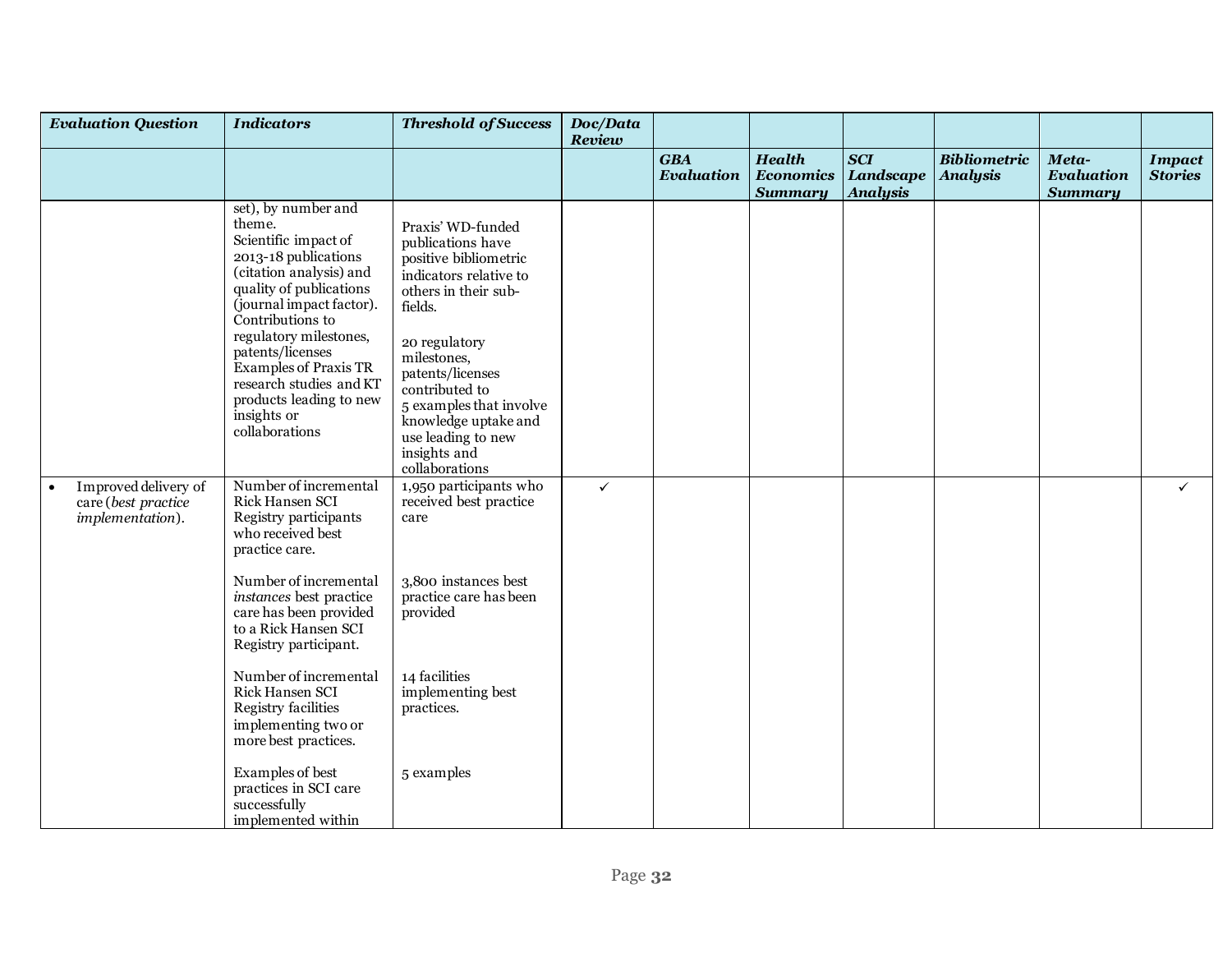| *Evaluation Question* | *Indicators* | *Threshold of Success* | *Doc/Data Review* | | | | | | |
|---|---|---|---|---|---|---|---|---|---|
| | | | | *GBA Evaluation* | *Health Economics Summary* | *SCI Landscape Analysis* | *Bibliometric Analysis* | *Meta-Evaluation Summary* | *Impact Stories* |
| | set), by number and theme.<br>Scientific impact of 2013-18 publications (citation analysis) and quality of publications (journal impact factor).<br>Contributions to regulatory milestones, patents/licenses<br>Examples of Praxis TR research studies and KT products leading to new insights or collaborations | Praxis' WD-funded publications have positive bibliometric indicators relative to others in their sub-fields.<br><br>20 regulatory milestones, patents/licenses contributed to<br>5 examples that involve knowledge uptake and use leading to new insights and collaborations | | | | | | | |
| • Improved delivery of care (*best practice implementation*). | Number of incremental Rick Hansen SCI Registry participants who received best practice care.<br><br>Number of incremental *instances* best practice care has been provided to a Rick Hansen SCI Registry participant.<br><br>Number of incremental Rick Hansen SCI Registry facilities implementing two or more best practices.<br><br>Examples of best practices in SCI care successfully implemented within | 1,950 participants who received best practice care<br><br>3,800 instances best practice care has been provided<br><br>14 facilities implementing best practices.<br><br>5 examples | ✓ | | | | | | ✓ |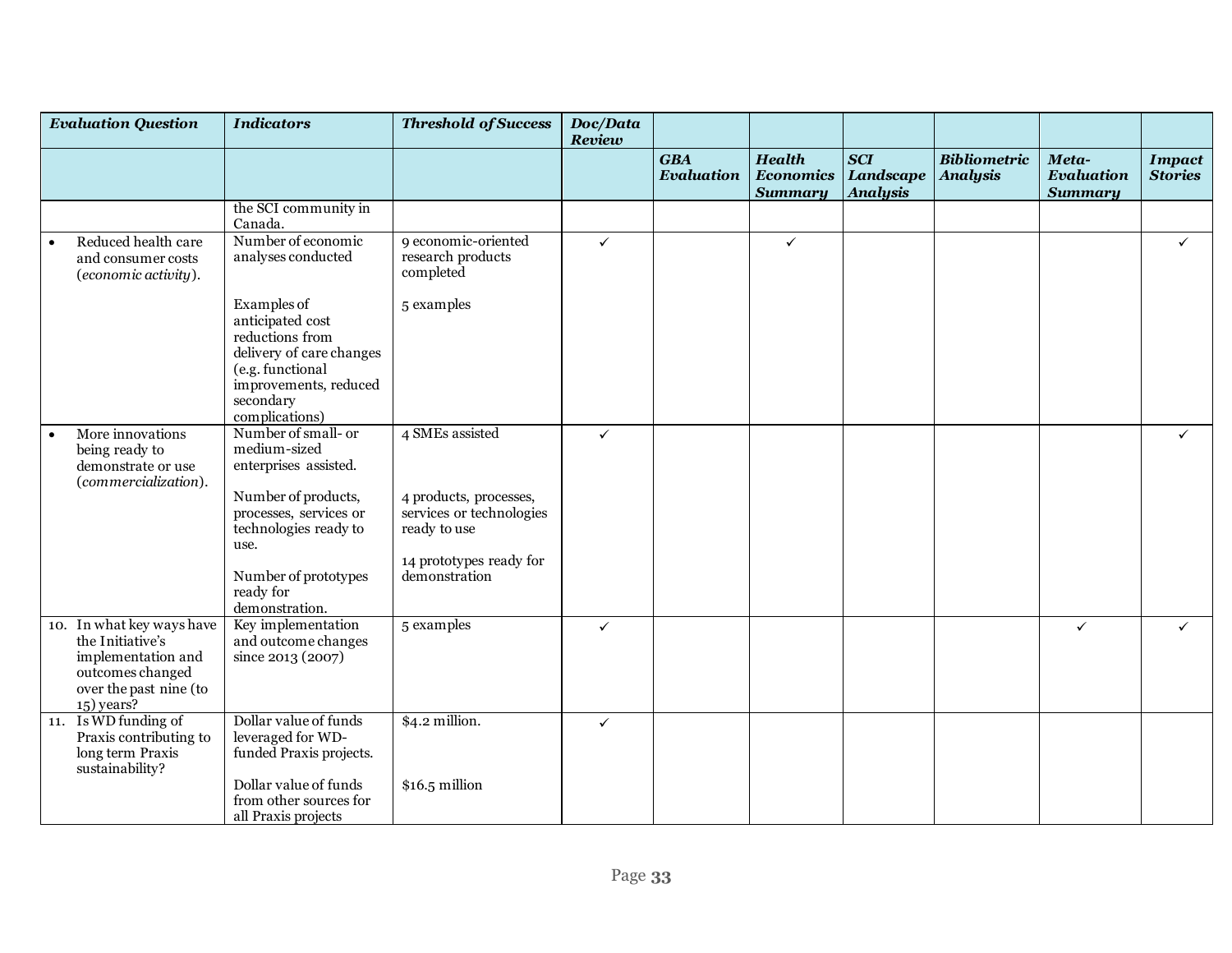| *Evaluation Question* | *Indicators* | *Threshold of Success* | *Doc/Data Review* | | | | | | |
|---|---|---|---|---|---|---|---|---|---|
| | | | | *GBA Evaluation* | *Health Economics Summary* | *SCI Landscape Analysis* | *Bibliometric Analysis* | *Meta-Evaluation Summary* | *Impact Stories* |
| | the SCI community in Canada. | | | | | | | | |
| • Reduced health care and consumer costs (*economic activity*). | Number of economic analyses conducted<br><br>Examples of anticipated cost reductions from delivery of care changes (e.g. functional improvements, reduced secondary complications) | 9 economic-oriented research products completed<br><br>5 examples | ✓ | | ✓ | | | | ✓ |
| • More innovations being ready to demonstrate or use (*commercialization*). | Number of small- or medium-sized enterprises assisted.<br><br>Number of products, processes, services or technologies ready to use.<br><br>Number of prototypes ready for demonstration. | 4 SMEs assisted<br><br>4 products, processes, services or technologies ready to use<br><br>14 prototypes ready for demonstration | ✓ | | | | | | ✓ |
| 10. In what key ways have the Initiative's implementation and outcomes changed over the past nine (to 15) years? | Key implementation and outcome changes since 2013 (2007) | 5 examples | ✓ | | | | | ✓ | ✓ |
| 11. Is WD funding of Praxis contributing to long term Praxis sustainability? | Dollar value of funds leveraged for WD-funded Praxis projects.<br><br>Dollar value of funds from other sources for all Praxis projects | $4.2 million.<br><br>$16.5 million | ✓ | | | | | | |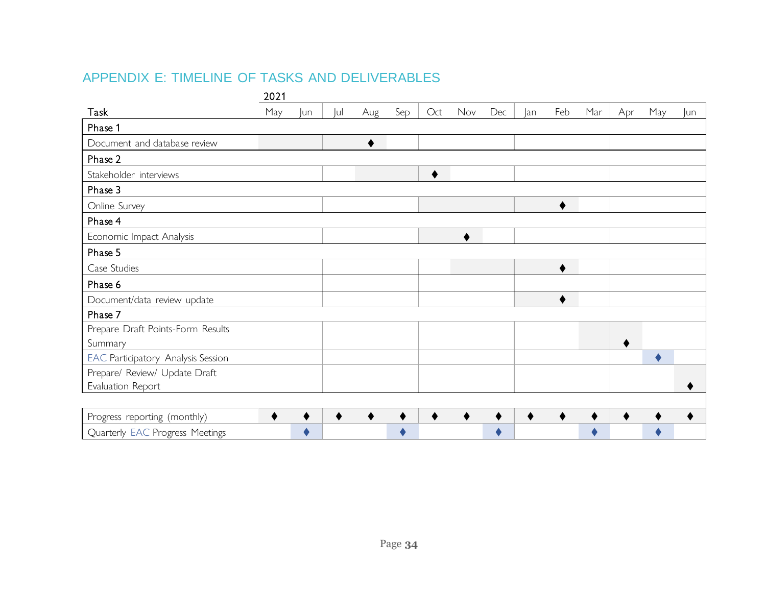## APPENDIX E: TIMELINE OF TASKS AND DELIVERABLES

| | 2021 | | | | | | | | | | | | | |
|---|---|---|---|---|---|---|---|---|---|---|---|---|---|---|
| **Task** | **May** | **Jun** | **Jul** | **Aug** | **Sep** | **Oct** | **Nov** | **Dec** | **Jan** | **Feb** | **Mar** | **Apr** | **May** | **Jun** |
| **Phase 1** | | | | | | | | | | | | | | |
| Document and database review | | | | ♦ | | | | | | | | | | |
| **Phase 2** | | | | | | | | | | | | | | |
| Stakeholder interviews | | | | | | ♦ | | | | | | | | |
| **Phase 3** | | | | | | | | | | | | | | |
| Online Survey | | | | | | | | | | ♦ | | | | |
| **Phase 4** | | | | | | | | | | | | | | |
| Economic Impact Analysis | | | | | | | ♦ | | | | | | | |
| **Phase 5** | | | | | | | | | | | | | | |
| Case Studies | | | | | | | | | | ♦ | | | | |
| **Phase 6** | | | | | | | | | | | | | | |
| Document/data review update | | | | | | | | | | ♦ | | | | |
| **Phase 7** | | | | | | | | | | | | | | |
| Prepare Draft Points-Form Results Summary | | | | | | | | | | | | ♦ | | |
| EAC Participatory Analysis Session | | | | | | | | | | | | | ♦ | |
| Prepare/ Review/ Update Draft Evaluation Report | | | | | | | | | | | | | | ♦ |
| | | | | | | | | | | | | | | |
| Progress reporting (monthly) | ♦ | ♦ | ♦ | ♦ | ♦ | ♦ | ♦ | ♦ | ♦ | ♦ | ♦ | ♦ | ♦ | ♦ |
| Quarterly EAC Progress Meetings | | ♦ | | | ♦ | | | ♦ | | | ♦ | | ♦ | |